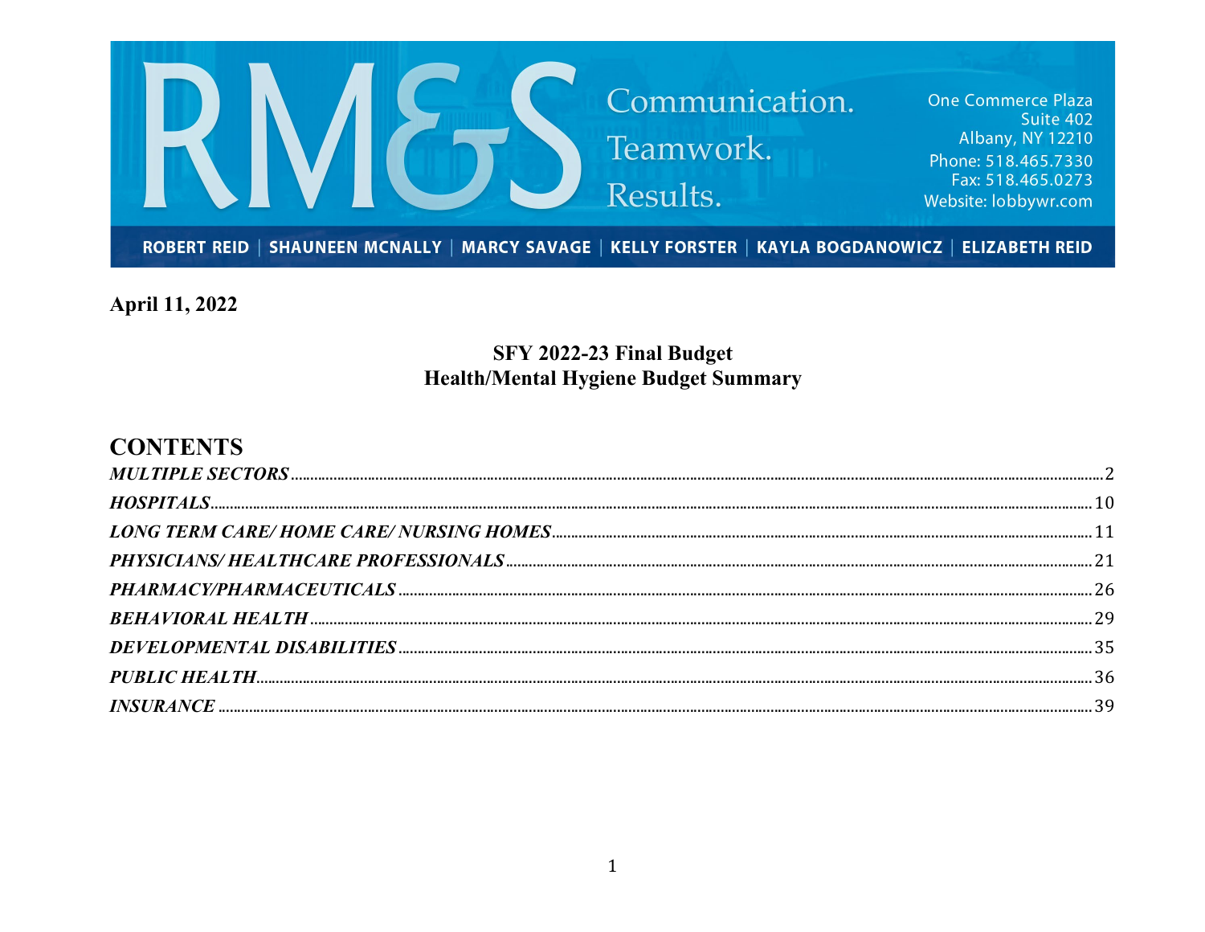RM&S

Communication. Teamwork. Results.

One Commerce Plaza
Suite 402
Albany, NY 12210
Phone: 518.465.7330
Fax: 518.465.0273
Website: lobbywr.com

ROBERT REID | SHAUNEEN MCNALLY | MARCY SAVAGE | KELLY FORSTER | KAYLA BOGDANOWICZ | ELIZABETH REID

**April 11, 2022**

**SFY 2022-23 Final Budget**
**Health/Mental Hygiene Budget Summary**

# CONTENTS

***MULTIPLE SECTORS*** ..... 2
***HOSPITALS*** ..... 10
***LONG TERM CARE/ HOME CARE/ NURSING HOMES*** ..... 11
***PHYSICIANS/ HEALTHCARE PROFESSIONALS*** ..... 21
***PHARMACY/PHARMACEUTICALS*** ..... 26
***BEHAVIORAL HEALTH*** ..... 29
***DEVELOPMENTAL DISABILITIES*** ..... 35
***PUBLIC HEALTH*** ..... 36
***INSURANCE*** ..... 39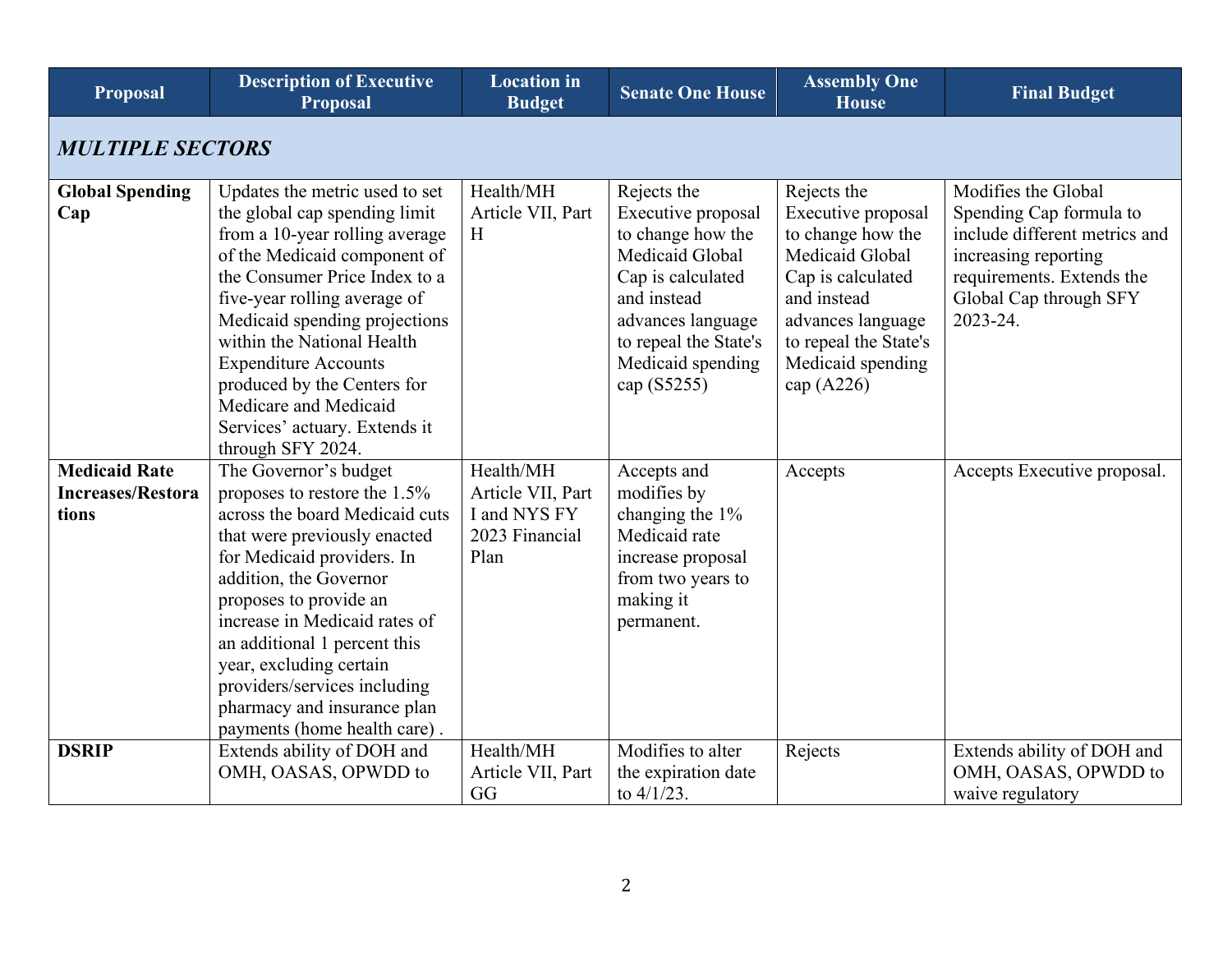| Proposal | Description of Executive Proposal | Location in Budget | Senate One House | Assembly One House | Final Budget |
|---|---|---|---|---|---|
| ***MULTIPLE SECTORS*** | | | | | |
| **Global Spending Cap** | Updates the metric used to set the global cap spending limit from a 10-year rolling average of the Medicaid component of the Consumer Price Index to a five-year rolling average of Medicaid spending projections within the National Health Expenditure Accounts produced by the Centers for Medicare and Medicaid Services' actuary. Extends it through SFY 2024. | Health/MH Article VII, Part H | Rejects the Executive proposal to change how the Medicaid Global Cap is calculated and instead advances language to repeal the State's Medicaid spending cap (S5255) | Rejects the Executive proposal to change how the Medicaid Global Cap is calculated and instead advances language to repeal the State's Medicaid spending cap (A226) | Modifies the Global Spending Cap formula to include different metrics and increasing reporting requirements. Extends the Global Cap through SFY 2023-24. |
| **Medicaid Rate Increases/Restorations** | The Governor's budget proposes to restore the 1.5% across the board Medicaid cuts that were previously enacted for Medicaid providers. In addition, the Governor proposes to provide an increase in Medicaid rates of an additional 1 percent this year, excluding certain providers/services including pharmacy and insurance plan payments (home health care) . | Health/MH Article VII, Part I and NYS FY 2023 Financial Plan | Accepts and modifies by changing the 1% Medicaid rate increase proposal from two years to making it permanent. | Accepts | Accepts Executive proposal. |
| **DSRIP** | Extends ability of DOH and OMH, OASAS, OPWDD to | Health/MH Article VII, Part GG | Modifies to alter the expiration date to 4/1/23. | Rejects | Extends ability of DOH and OMH, OASAS, OPWDD to waive regulatory |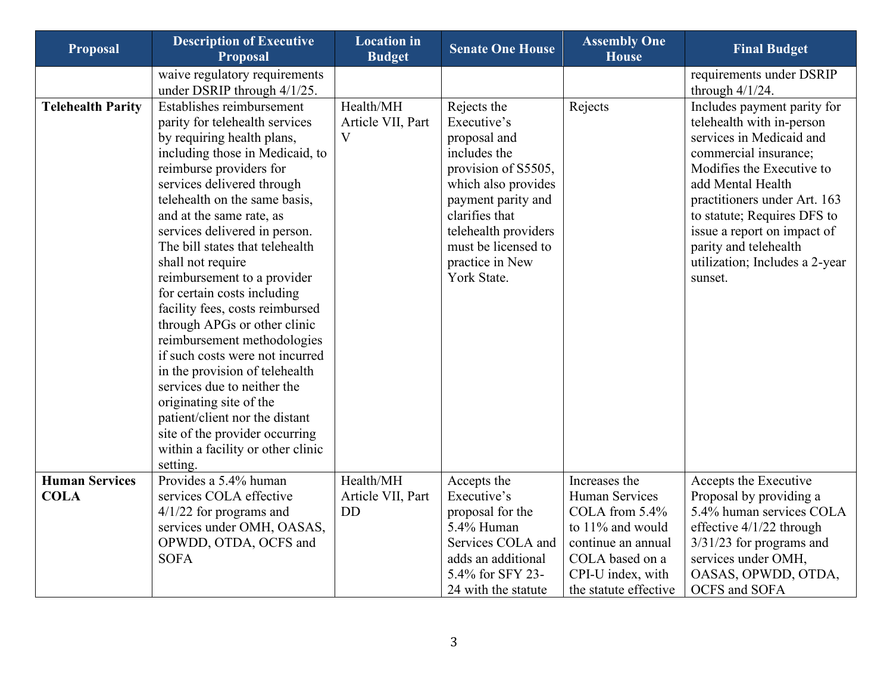| Proposal | Description of Executive Proposal | Location in Budget | Senate One House | Assembly One House | Final Budget |
|---|---|---|---|---|---|
| | waive regulatory requirements under DSRIP through 4/1/25. | | | | requirements under DSRIP through 4/1/24. |
| **Telehealth Parity** | Establishes reimbursement parity for telehealth services by requiring health plans, including those in Medicaid, to reimburse providers for services delivered through telehealth on the same basis, and at the same rate, as services delivered in person. The bill states that telehealth shall not require reimbursement to a provider for certain costs including facility fees, costs reimbursed through APGs or other clinic reimbursement methodologies if such costs were not incurred in the provision of telehealth services due to neither the originating site of the patient/client nor the distant site of the provider occurring within a facility or other clinic setting. | Health/MH Article VII, Part V | Rejects the Executive's proposal and includes the provision of S5505, which also provides payment parity and clarifies that telehealth providers must be licensed to practice in New York State. | Rejects | Includes payment parity for telehealth with in-person services in Medicaid and commercial insurance; Modifies the Executive to add Mental Health practitioners under Art. 163 to statute; Requires DFS to issue a report on impact of parity and telehealth utilization; Includes a 2-year sunset. |
| **Human Services COLA** | Provides a 5.4% human services COLA effective 4/1/22 for programs and services under OMH, OASAS, OPWDD, OTDA, OCFS and SOFA | Health/MH Article VII, Part DD | Accepts the Executive's proposal for the 5.4% Human Services COLA and adds an additional 5.4% for SFY 23-24 with the statute | Increases the Human Services COLA from 5.4% to 11% and would continue an annual COLA based on a CPI-U index, with the statute effective | Accepts the Executive Proposal by providing a 5.4% human services COLA effective 4/1/22 through 3/31/23 for programs and services under OMH, OASAS, OPWDD, OTDA, OCFS and SOFA |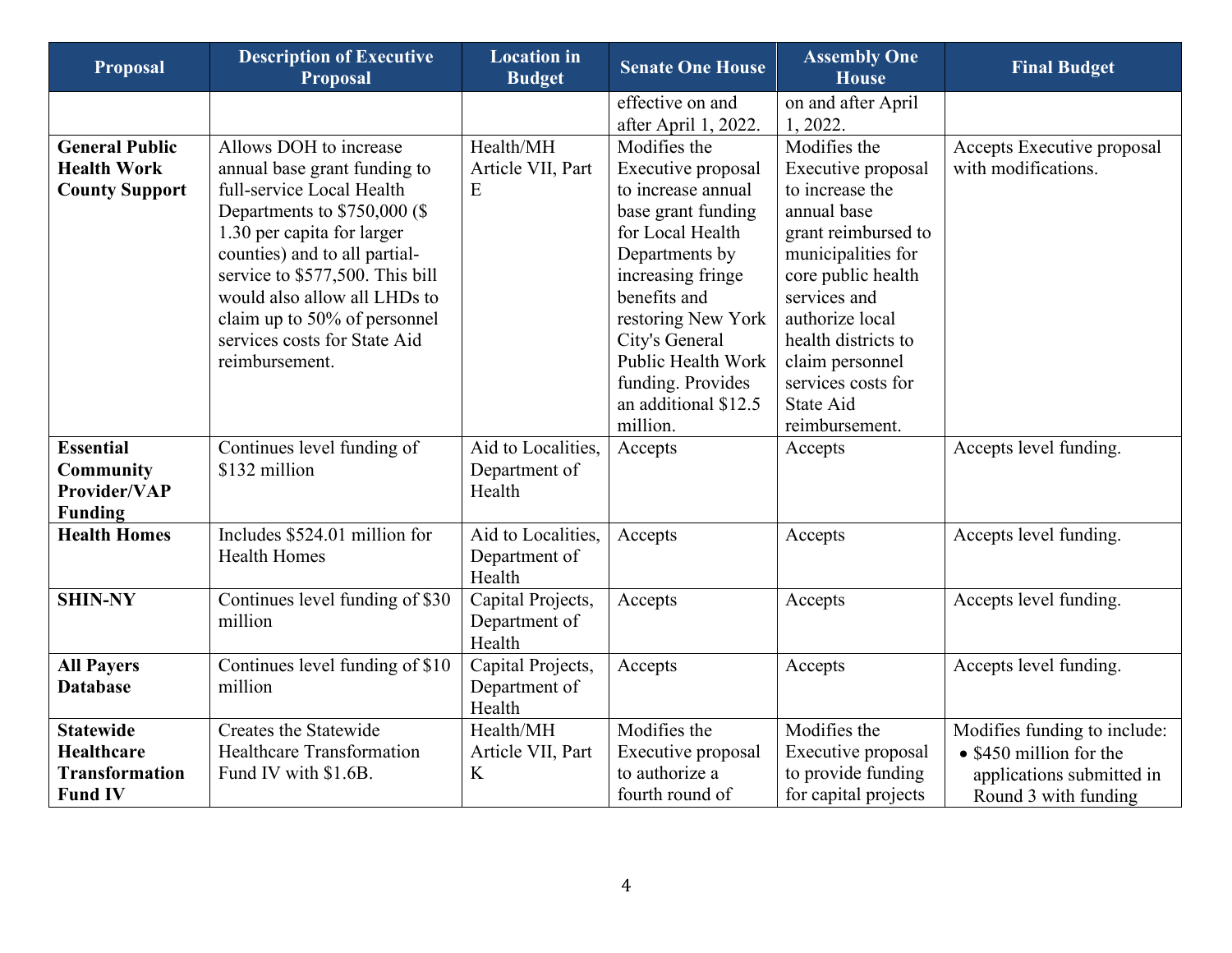| Proposal | Description of Executive Proposal | Location in Budget | Senate One House | Assembly One House | Final Budget |
|---|---|---|---|---|---|
| | | | effective on and after April 1, 2022. | on and after April 1, 2022. | |
| **General Public Health Work County Support** | Allows DOH to increase annual base grant funding to full-service Local Health Departments to $750,000 ($ 1.30 per capita for larger counties) and to all partial-service to $577,500. This bill would also allow all LHDs to claim up to 50% of personnel services costs for State Aid reimbursement. | Health/MH Article VII, Part E | Modifies the Executive proposal to increase annual base grant funding for Local Health Departments by increasing fringe benefits and restoring New York City's General Public Health Work funding. Provides an additional $12.5 million. | Modifies the Executive proposal to increase the annual base grant reimbursed to municipalities for core public health services and authorize local health districts to claim personnel services costs for State Aid reimbursement. | Accepts Executive proposal with modifications. |
| **Essential Community Provider/VAP Funding** | Continues level funding of $132 million | Aid to Localities, Department of Health | Accepts | Accepts | Accepts level funding. |
| **Health Homes** | Includes $524.01 million for Health Homes | Aid to Localities, Department of Health | Accepts | Accepts | Accepts level funding. |
| **SHIN-NY** | Continues level funding of $30 million | Capital Projects, Department of Health | Accepts | Accepts | Accepts level funding. |
| **All Payers Database** | Continues level funding of $10 million | Capital Projects, Department of Health | Accepts | Accepts | Accepts level funding. |
| **Statewide Healthcare Transformation Fund IV** | Creates the Statewide Healthcare Transformation Fund IV with $1.6B. | Health/MH Article VII, Part K | Modifies the Executive proposal to authorize a fourth round of | Modifies the Executive proposal to provide funding for capital projects | Modifies funding to include: <br>• $450 million for the applications submitted in Round 3 with funding |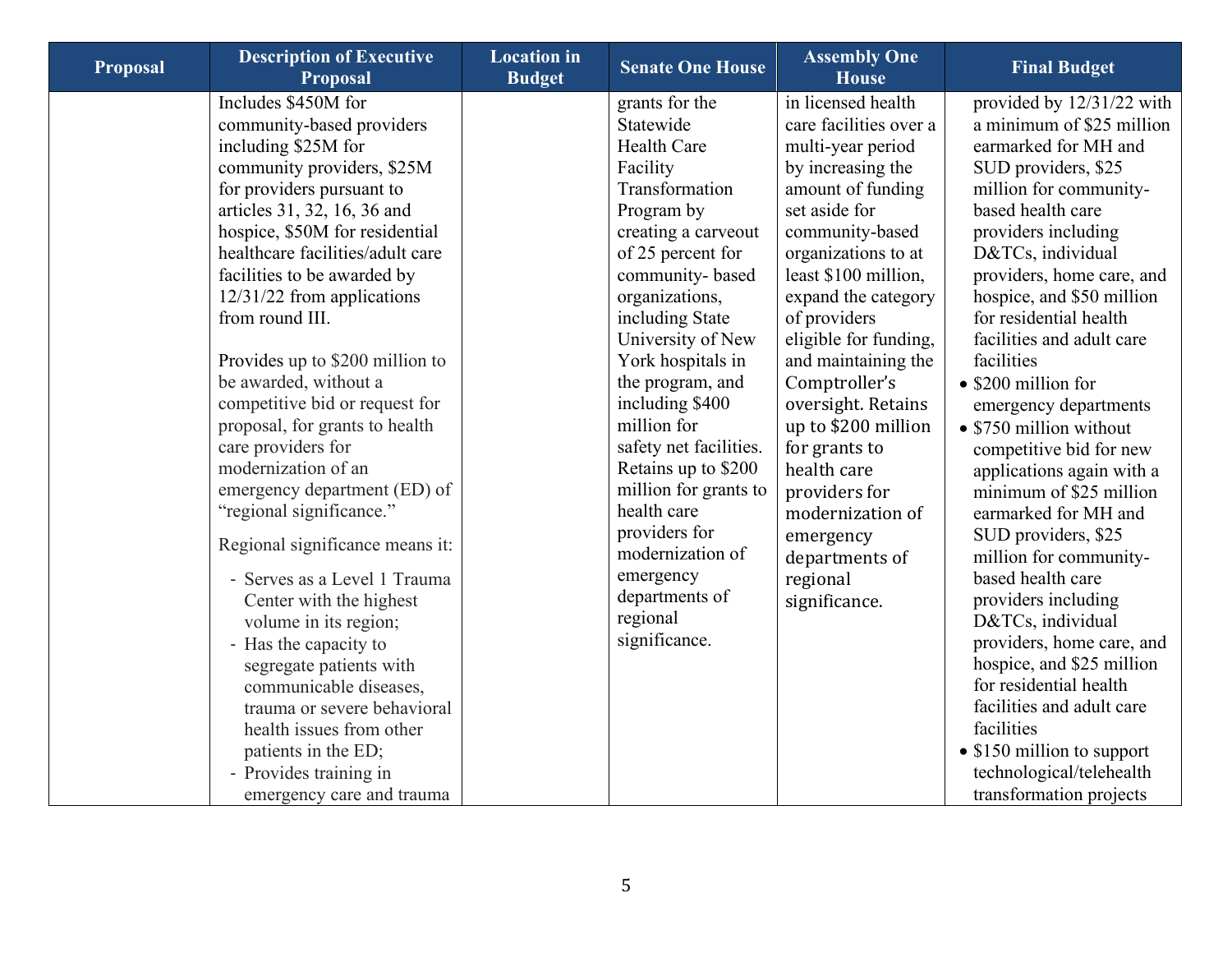| Proposal | Description of Executive Proposal | Location in Budget | Senate One House | Assembly One House | Final Budget |
|---|---|---|---|---|---|
| | Includes $450M for community-based providers including $25M for community providers, $25M for providers pursuant to articles 31, 32, 16, 36 and hospice, $50M for residential healthcare facilities/adult care facilities to be awarded by 12/31/22 from applications from round III.<br><br>Provides up to $200 million to be awarded, without a competitive bid or request for proposal, for grants to health care providers for modernization of an emergency department (ED) of "regional significance."<br><br>Regional significance means it:<br>- Serves as a Level 1 Trauma Center with the highest volume in its region;<br>- Has the capacity to segregate patients with communicable diseases, trauma or severe behavioral health issues from other patients in the ED;<br>- Provides training in emergency care and trauma | | grants for the Statewide Health Care Facility Transformation Program by creating a carveout of 25 percent for community- based organizations, including State University of New York hospitals in the program, and including $400 million for safety net facilities. Retains up to $200 million for grants to health care providers for modernization of emergency departments of regional significance. | in licensed health care facilities over a multi-year period by increasing the amount of funding set aside for community-based organizations to at least $100 million, expand the category of providers eligible for funding, and maintaining the Comptroller's oversight. Retains up to $200 million for grants to health care providers for modernization of emergency departments of regional significance. | provided by 12/31/22 with a minimum of $25 million earmarked for MH and SUD providers, $25 million for community-based health care providers including D&TCs, individual providers, home care, and hospice, and $50 million for residential health facilities and adult care facilities<br>• $200 million for emergency departments<br>• $750 million without competitive bid for new applications again with a minimum of $25 million earmarked for MH and SUD providers, $25 million for community-based health care providers including D&TCs, individual providers, home care, and hospice, and $25 million for residential health facilities and adult care facilities<br>• $150 million to support technological/telehealth transformation projects |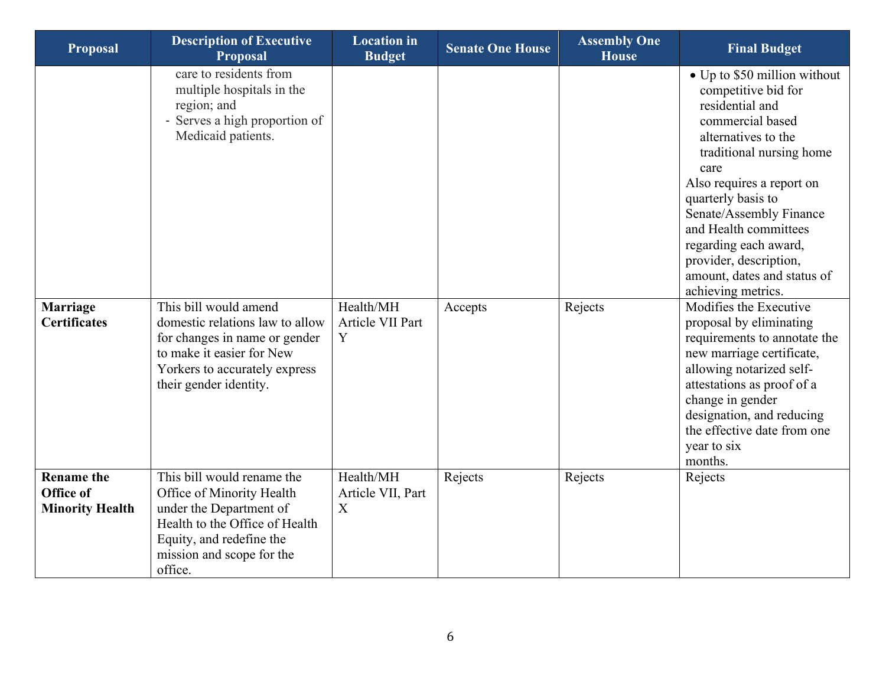| Proposal | Description of Executive Proposal | Location in Budget | Senate One House | Assembly One House | Final Budget |
| --- | --- | --- | --- | --- | --- |
| | care to residents from multiple hospitals in the region; and<br>- Serves a high proportion of Medicaid patients. | | | | • Up to $50 million without competitive bid for residential and commercial based alternatives to the traditional nursing home care<br>Also requires a report on quarterly basis to Senate/Assembly Finance and Health committees regarding each award, provider, description, amount, dates and status of achieving metrics. |
| **Marriage Certificates** | This bill would amend domestic relations law to allow for changes in name or gender to make it easier for New Yorkers to accurately express their gender identity. | Health/MH Article VII Part Y | Accepts | Rejects | Modifies the Executive proposal by eliminating requirements to annotate the new marriage certificate, allowing notarized self-attestations as proof of a change in gender designation, and reducing the effective date from one year to six months. |
| **Rename the Office of Minority Health** | This bill would rename the Office of Minority Health under the Department of Health to the Office of Health Equity, and redefine the mission and scope for the office. | Health/MH Article VII, Part X | Rejects | Rejects | Rejects |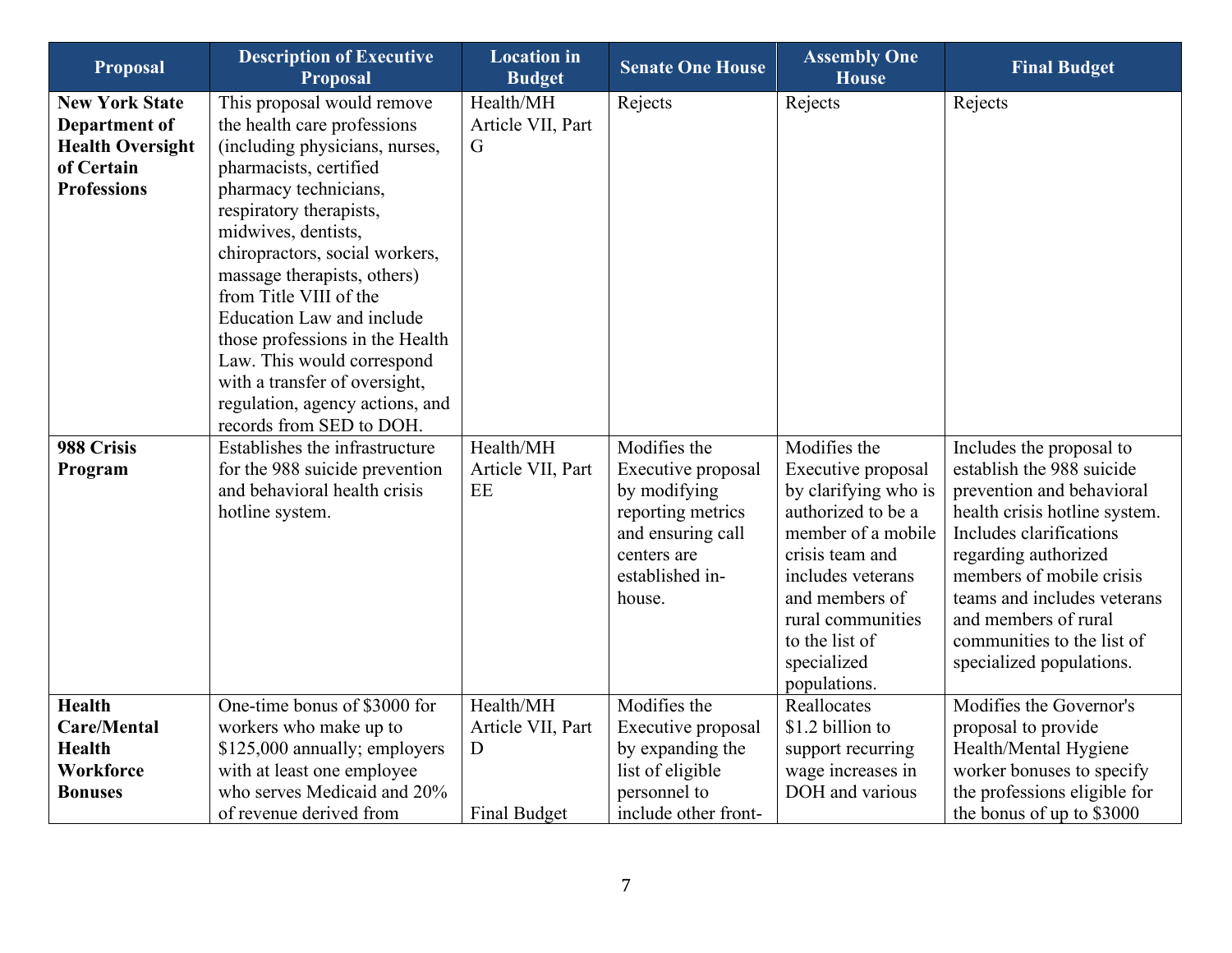| Proposal | Description of Executive Proposal | Location in Budget | Senate One House | Assembly One House | Final Budget |
|---|---|---|---|---|---|
| **New York State Department of Health Oversight of Certain Professions** | This proposal would remove the health care professions (including physicians, nurses, pharmacists, certified pharmacy technicians, respiratory therapists, midwives, dentists, chiropractors, social workers, massage therapists, others) from Title VIII of the Education Law and include those professions in the Health Law. This would correspond with a transfer of oversight, regulation, agency actions, and records from SED to DOH. | Health/MH Article VII, Part G | Rejects | Rejects | Rejects |
| **988 Crisis Program** | Establishes the infrastructure for the 988 suicide prevention and behavioral health crisis hotline system. | Health/MH Article VII, Part EE | Modifies the Executive proposal by modifying reporting metrics and ensuring call centers are established in-house. | Modifies the Executive proposal by clarifying who is authorized to be a member of a mobile crisis team and includes veterans and members of rural communities to the list of specialized populations. | Includes the proposal to establish the 988 suicide prevention and behavioral health crisis hotline system. Includes clarifications regarding authorized members of mobile crisis teams and includes veterans and members of rural communities to the list of specialized populations. |
| **Health Care/Mental Health Workforce Bonuses** | One-time bonus of $3000 for workers who make up to $125,000 annually; employers with at least one employee who serves Medicaid and 20% of revenue derived from | Health/MH Article VII, Part D<br><br>Final Budget | Modifies the Executive proposal by expanding the list of eligible personnel to include other front- | Reallocates $1.2 billion to support recurring wage increases in DOH and various | Modifies the Governor's proposal to provide Health/Mental Hygiene worker bonuses to specify the professions eligible for the bonus of up to $3000 |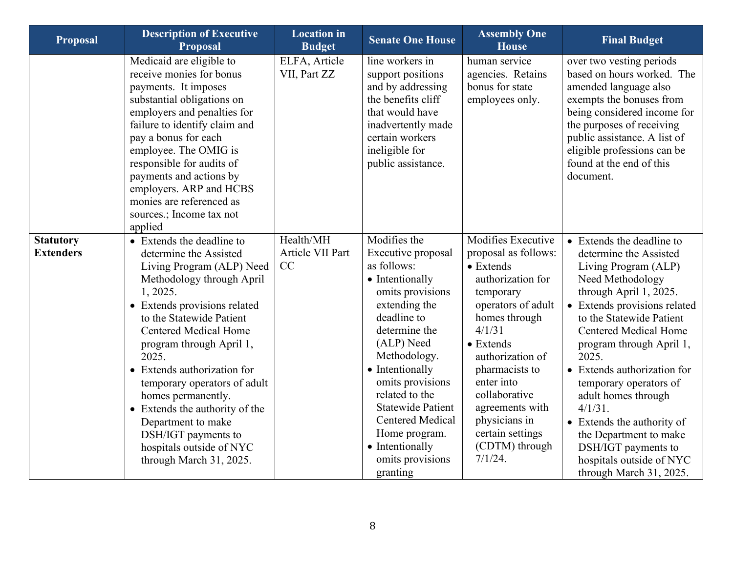| Proposal | Description of Executive Proposal | Location in Budget | Senate One House | Assembly One House | Final Budget |
|---|---|---|---|---|---|
| | Medicaid are eligible to receive monies for bonus payments. It imposes substantial obligations on employers and penalties for failure to identify claim and pay a bonus for each employee. The OMIG is responsible for audits of payments and actions by employers. ARP and HCBS monies are referenced as sources.; Income tax not applied | ELFA, Article VII, Part ZZ | line workers in support positions and by addressing the benefits cliff that would have inadvertently made certain workers ineligible for public assistance. | human service agencies. Retains bonus for state employees only. | over two vesting periods based on hours worked. The amended language also exempts the bonuses from being considered income for the purposes of receiving public assistance. A list of eligible professions can be found at the end of this document. |
| **Statutory Extenders** | • Extends the deadline to determine the Assisted Living Program (ALP) Need Methodology through April 1, 2025.<br>• Extends provisions related to the Statewide Patient Centered Medical Home program through April 1, 2025.<br>• Extends authorization for temporary operators of adult homes permanently.<br>• Extends the authority of the Department to make DSH/IGT payments to hospitals outside of NYC through March 31, 2025. | Health/MH Article VII Part CC | Modifies the Executive proposal as follows:<br>• Intentionally omits provisions extending the deadline to determine the (ALP) Need Methodology.<br>• Intentionally omits provisions related to the Statewide Patient Centered Medical Home program.<br>• Intentionally omits provisions granting | Modifies Executive proposal as follows:<br>• Extends authorization for temporary operators of adult homes through 4/1/31<br>• Extends authorization of pharmacists to enter into collaborative agreements with physicians in certain settings (CDTM) through 7/1/24. | • Extends the deadline to determine the Assisted Living Program (ALP) Need Methodology through April 1, 2025.<br>• Extends provisions related to the Statewide Patient Centered Medical Home program through April 1, 2025.<br>• Extends authorization for temporary operators of adult homes through 4/1/31.<br>• Extends the authority of the Department to make DSH/IGT payments to hospitals outside of NYC through March 31, 2025. |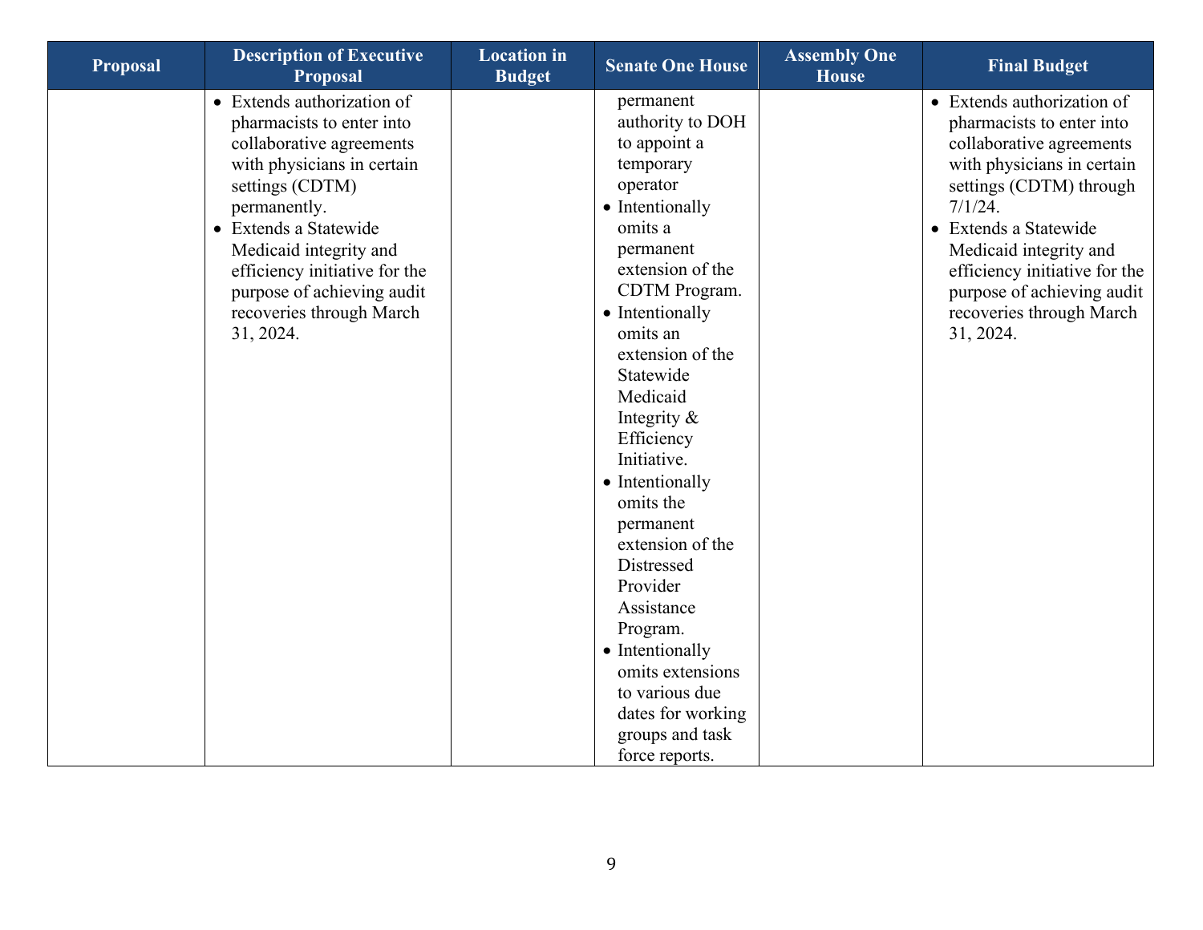| Proposal | Description of Executive Proposal | Location in Budget | Senate One House | Assembly One House | Final Budget |
| --- | --- | --- | --- | --- | --- |
| | • Extends authorization of pharmacists to enter into collaborative agreements with physicians in certain settings (CDTM) permanently.<br>• Extends a Statewide Medicaid integrity and efficiency initiative for the purpose of achieving audit recoveries through March 31, 2024. | | permanent authority to DOH to appoint a temporary operator<br>• Intentionally omits a permanent extension of the CDTM Program.<br>• Intentionally omits an extension of the Statewide Medicaid Integrity & Efficiency Initiative.<br>• Intentionally omits the permanent extension of the Distressed Provider Assistance Program.<br>• Intentionally omits extensions to various due dates for working groups and task force reports. | | • Extends authorization of pharmacists to enter into collaborative agreements with physicians in certain settings (CDTM) through 7/1/24.<br>• Extends a Statewide Medicaid integrity and efficiency initiative for the purpose of achieving audit recoveries through March 31, 2024. |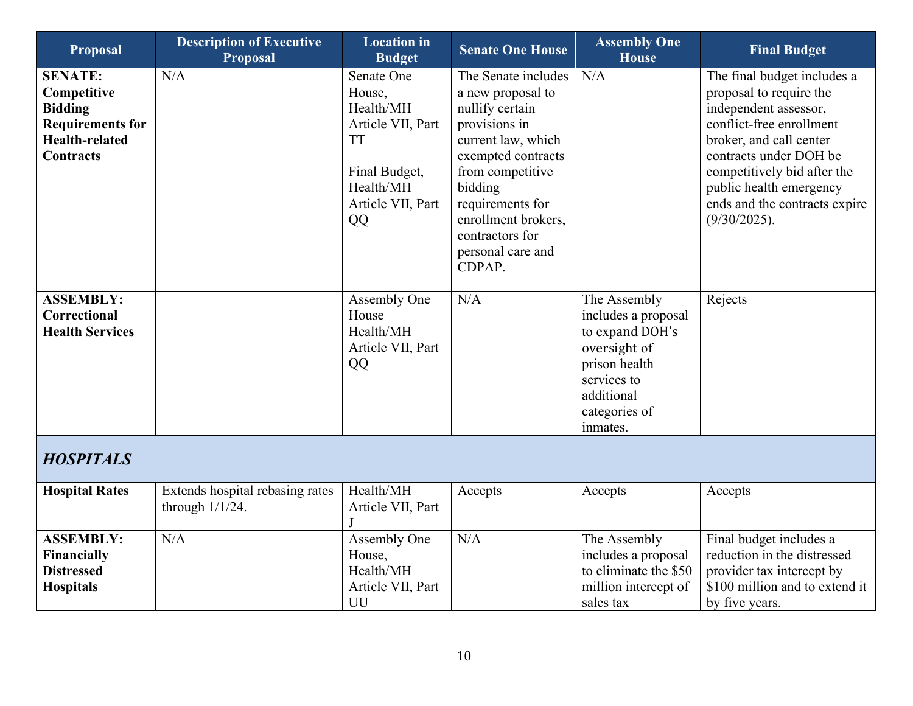| Proposal | Description of Executive Proposal | Location in Budget | Senate One House | Assembly One House | Final Budget |
| --- | --- | --- | --- | --- | --- |
| **SENATE: Competitive Bidding Requirements for Health-related Contracts** | N/A | Senate One House, Health/MH Article VII, Part TT<br><br>Final Budget, Health/MH Article VII, Part QQ | The Senate includes a new proposal to nullify certain provisions in current law, which exempted contracts from competitive bidding requirements for enrollment brokers, contractors for personal care and CDPAP. | N/A | The final budget includes a proposal to require the independent assessor, conflict-free enrollment broker, and call center contracts under DOH be competitively bid after the public health emergency ends and the contracts expire (9/30/2025). |
| **ASSEMBLY: Correctional Health Services** | | Assembly One House Health/MH Article VII, Part QQ | N/A | The Assembly includes a proposal to expand DOH's oversight of prison health services to additional categories of inmates. | Rejects |
| ***HOSPITALS*** | | | | | |
| **Hospital Rates** | Extends hospital rebasing rates through 1/1/24. | Health/MH Article VII, Part J | Accepts | Accepts | Accepts |
| **ASSEMBLY: Financially Distressed Hospitals** | N/A | Assembly One House, Health/MH Article VII, Part UU | N/A | The Assembly includes a proposal to eliminate the $50 million intercept of sales tax | Final budget includes a reduction in the distressed provider tax intercept by $100 million and to extend it by five years. |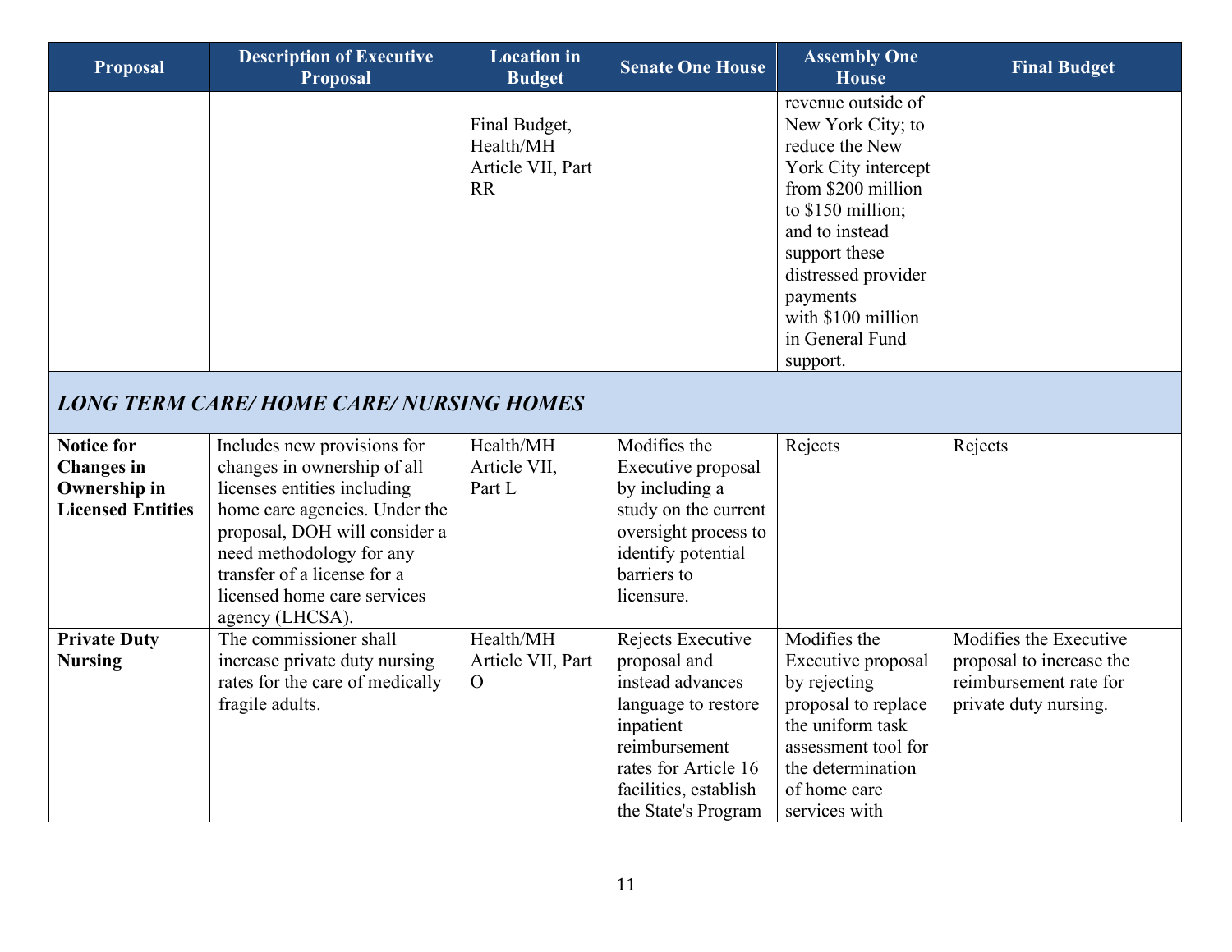| Proposal | Description of Executive Proposal | Location in Budget | Senate One House | Assembly One House | Final Budget |
|---|---|---|---|---|---|
| | | Final Budget, Health/MH Article VII, Part RR | | revenue outside of New York City; to reduce the New York City intercept from $200 million to $150 million; and to instead support these distressed provider payments with $100 million in General Fund support. | |
| ***LONG TERM CARE/ HOME CARE/ NURSING HOMES*** | | | | | |
| **Notice for Changes in Ownership in Licensed Entities** | Includes new provisions for changes in ownership of all licenses entities including home care agencies. Under the proposal, DOH will consider a need methodology for any transfer of a license for a licensed home care services agency (LHCSA). | Health/MH Article VII, Part L | Modifies the Executive proposal by including a study on the current oversight process to identify potential barriers to licensure. | Rejects | Rejects |
| **Private Duty Nursing** | The commissioner shall increase private duty nursing rates for the care of medically fragile adults. | Health/MH Article VII, Part O | Rejects Executive proposal and instead advances language to restore inpatient reimbursement rates for Article 16 facilities, establish the State's Program | Modifies the Executive proposal by rejecting proposal to replace the uniform task assessment tool for the determination of home care services with | Modifies the Executive proposal to increase the reimbursement rate for private duty nursing. |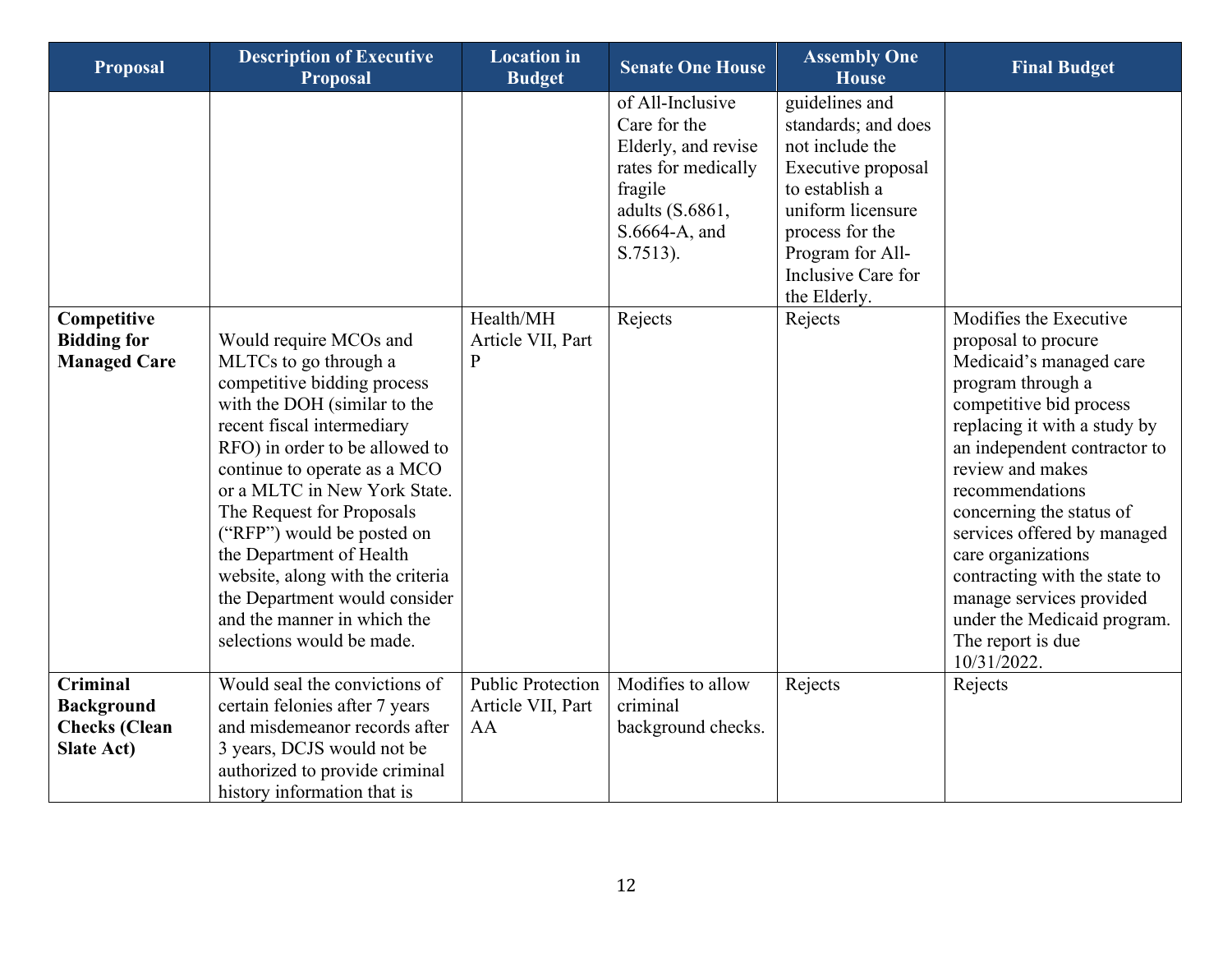| Proposal | Description of Executive Proposal | Location in Budget | Senate One House | Assembly One House | Final Budget |
|---|---|---|---|---|---|
| | | | of All-Inclusive Care for the Elderly, and revise rates for medically fragile adults (S.6861, S.6664-A, and S.7513). | guidelines and standards; and does not include the Executive proposal to establish a uniform licensure process for the Program for All-Inclusive Care for the Elderly. | |
| **Competitive Bidding for Managed Care** | Would require MCOs and MLTCs to go through a competitive bidding process with the DOH (similar to the recent fiscal intermediary RFO) in order to be allowed to continue to operate as a MCO or a MLTC in New York State. The Request for Proposals ("RFP") would be posted on the Department of Health website, along with the criteria the Department would consider and the manner in which the selections would be made. | Health/MH Article VII, Part P | Rejects | Rejects | Modifies the Executive proposal to procure Medicaid's managed care program through a competitive bid process replacing it with a study by an independent contractor to review and makes recommendations concerning the status of services offered by managed care organizations contracting with the state to manage services provided under the Medicaid program. The report is due 10/31/2022. |
| **Criminal Background Checks (Clean Slate Act)** | Would seal the convictions of certain felonies after 7 years and misdemeanor records after 3 years, DCJS would not be authorized to provide criminal history information that is | Public Protection Article VII, Part AA | Modifies to allow criminal background checks. | Rejects | Rejects |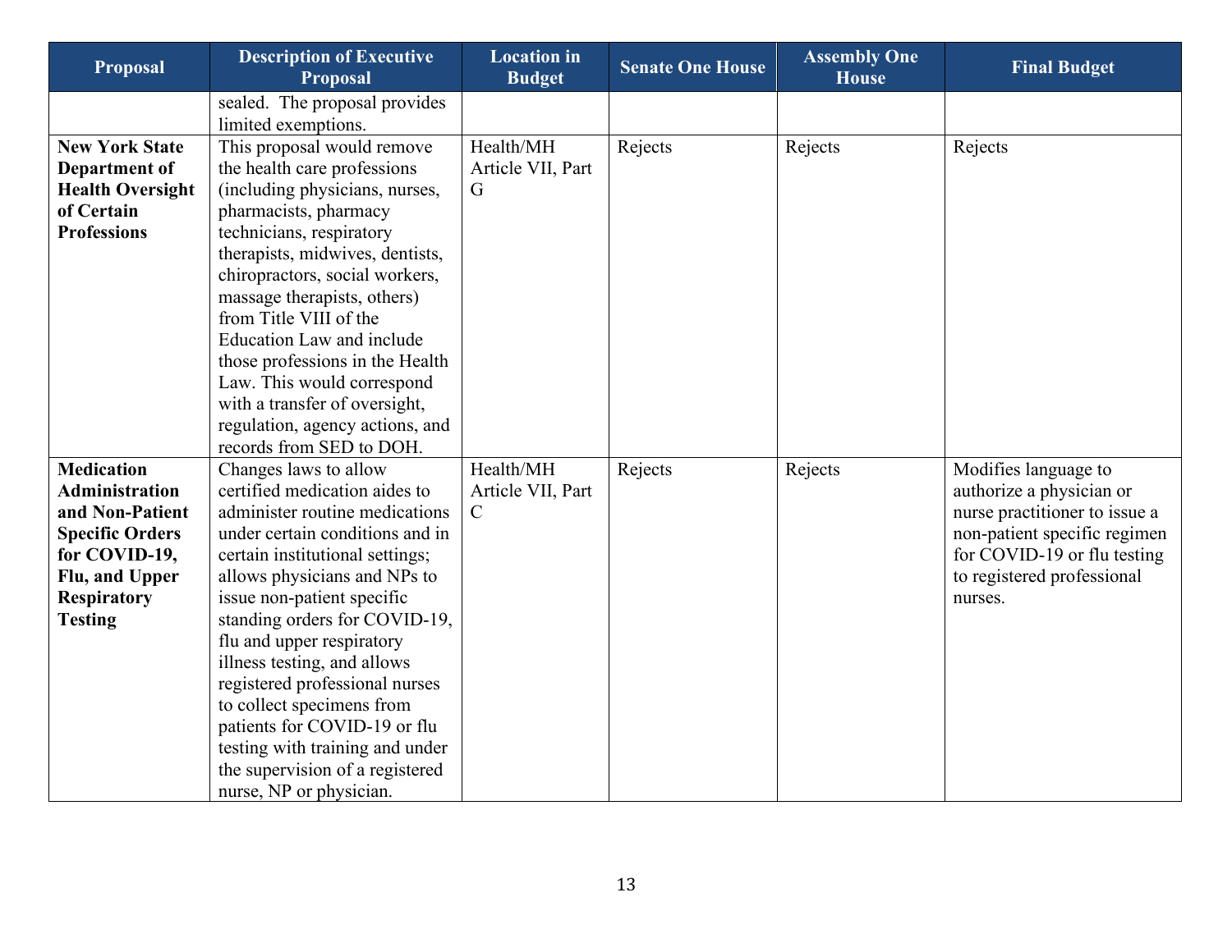| Proposal | Description of Executive Proposal | Location in Budget | Senate One House | Assembly One House | Final Budget |
|---|---|---|---|---|---|
| | sealed. The proposal provides limited exemptions. | | | | |
| **New York State Department of Health Oversight of Certain Professions** | This proposal would remove the health care professions (including physicians, nurses, pharmacists, pharmacy technicians, respiratory therapists, midwives, dentists, chiropractors, social workers, massage therapists, others) from Title VIII of the Education Law and include those professions in the Health Law. This would correspond with a transfer of oversight, regulation, agency actions, and records from SED to DOH. | Health/MH Article VII, Part G | Rejects | Rejects | Rejects |
| **Medication Administration and Non-Patient Specific Orders for COVID-19, Flu, and Upper Respiratory Testing** | Changes laws to allow certified medication aides to administer routine medications under certain conditions and in certain institutional settings; allows physicians and NPs to issue non-patient specific standing orders for COVID-19, flu and upper respiratory illness testing, and allows registered professional nurses to collect specimens from patients for COVID-19 or flu testing with training and under the supervision of a registered nurse, NP or physician. | Health/MH Article VII, Part C | Rejects | Rejects | Modifies language to authorize a physician or nurse practitioner to issue a non-patient specific regimen for COVID-19 or flu testing to registered professional nurses. |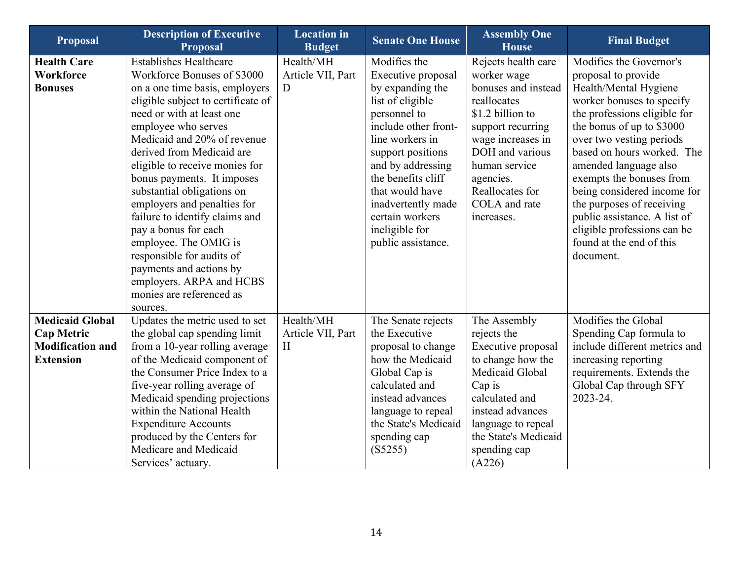| Proposal | Description of Executive Proposal | Location in Budget | Senate One House | Assembly One House | Final Budget |
| --- | --- | --- | --- | --- | --- |
| **Health Care Workforce Bonuses** | Establishes Healthcare Workforce Bonuses of $3000 on a one time basis, employers eligible subject to certificate of need or with at least one employee who serves Medicaid and 20% of revenue derived from Medicaid are eligible to receive monies for bonus payments. It imposes substantial obligations on employers and penalties for failure to identify claims and pay a bonus for each employee. The OMIG is responsible for audits of payments and actions by employers. ARPA and HCBS monies are referenced as sources. | Health/MH Article VII, Part D | Modifies the Executive proposal by expanding the list of eligible personnel to include other front-line workers in support positions and by addressing the benefits cliff that would have inadvertently made certain workers ineligible for public assistance. | Rejects health care worker wage bonuses and instead reallocates $1.2 billion to support recurring wage increases in DOH and various human service agencies. Reallocates for COLA and rate increases. | Modifies the Governor's proposal to provide Health/Mental Hygiene worker bonuses to specify the professions eligible for the bonus of up to $3000 over two vesting periods based on hours worked. The amended language also exempts the bonuses from being considered income for the purposes of receiving public assistance. A list of eligible professions can be found at the end of this document. |
| **Medicaid Global Cap Metric Modification and Extension** | Updates the metric used to set the global cap spending limit from a 10-year rolling average of the Medicaid component of the Consumer Price Index to a five-year rolling average of Medicaid spending projections within the National Health Expenditure Accounts produced by the Centers for Medicare and Medicaid Services' actuary. | Health/MH Article VII, Part H | The Senate rejects the Executive proposal to change how the Medicaid Global Cap is calculated and instead advances language to repeal the State's Medicaid spending cap (S5255) | The Assembly rejects the Executive proposal to change how the Medicaid Global Cap is calculated and instead advances language to repeal the State's Medicaid spending cap (A226) | Modifies the Global Spending Cap formula to include different metrics and increasing reporting requirements. Extends the Global Cap through SFY 2023-24. |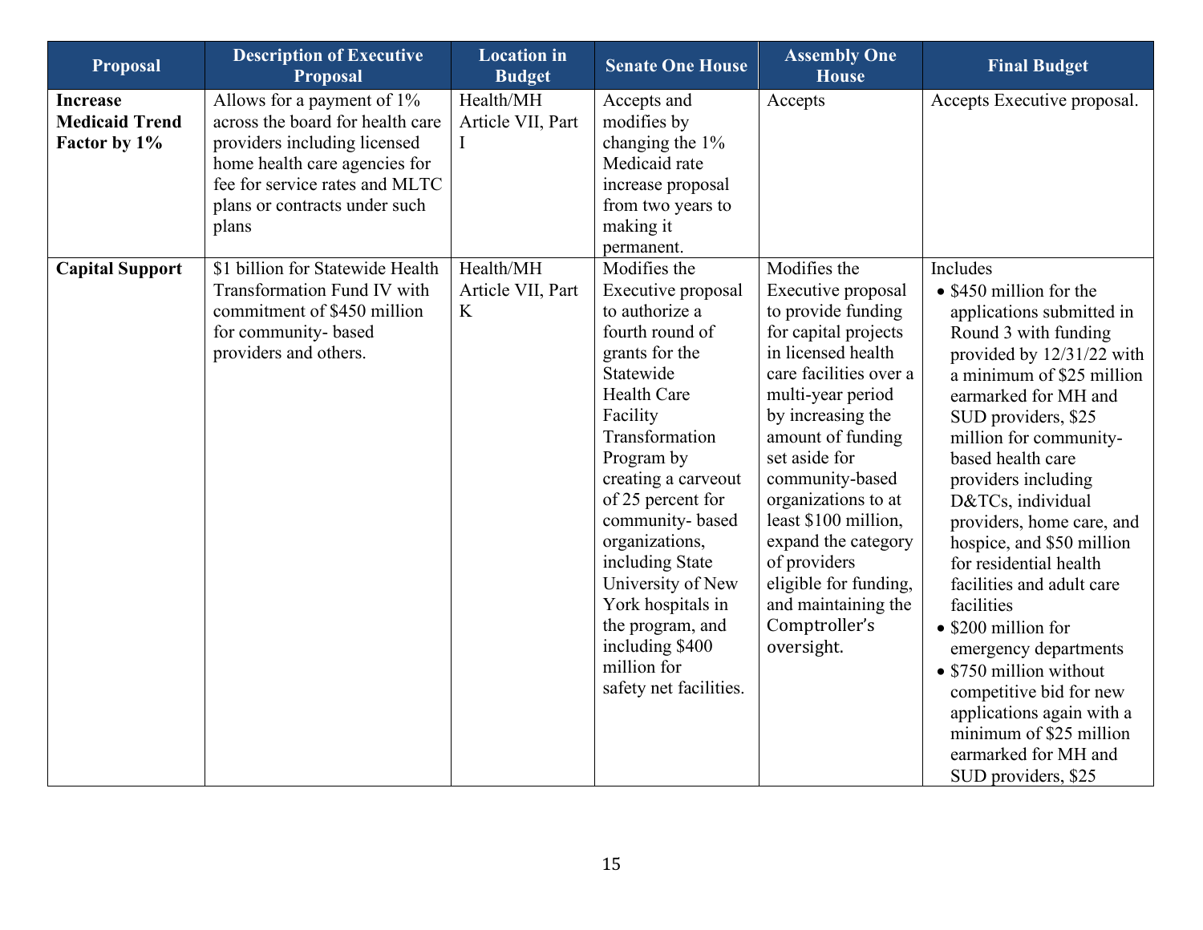| Proposal | Description of Executive Proposal | Location in Budget | Senate One House | Assembly One House | Final Budget |
|---|---|---|---|---|---|
| **Increase Medicaid Trend Factor by 1%** | Allows for a payment of 1% across the board for health care providers including licensed home health care agencies for fee for service rates and MLTC plans or contracts under such plans | Health/MH Article VII, Part I | Accepts and modifies by changing the 1% Medicaid rate increase proposal from two years to making it permanent. | Accepts | Accepts Executive proposal. |
| **Capital Support** | $1 billion for Statewide Health Transformation Fund IV with commitment of $450 million for community- based providers and others. | Health/MH Article VII, Part K | Modifies the Executive proposal to authorize a fourth round of grants for the Statewide Health Care Facility Transformation Program by creating a carveout of 25 percent for community- based organizations, including State University of New York hospitals in the program, and including $400 million for safety net facilities. | Modifies the Executive proposal to provide funding for capital projects in licensed health care facilities over a multi-year period by increasing the amount of funding set aside for community-based organizations to at least $100 million, expand the category of providers eligible for funding, and maintaining the Comptroller's oversight. | Includes<br>• $450 million for the applications submitted in Round 3 with funding provided by 12/31/22 with a minimum of $25 million earmarked for MH and SUD providers, $25 million for community-based health care providers including D&TCs, individual providers, home care, and hospice, and $50 million for residential health facilities and adult care facilities<br>• $200 million for emergency departments<br>• $750 million without competitive bid for new applications again with a minimum of $25 million earmarked for MH and SUD providers, $25 |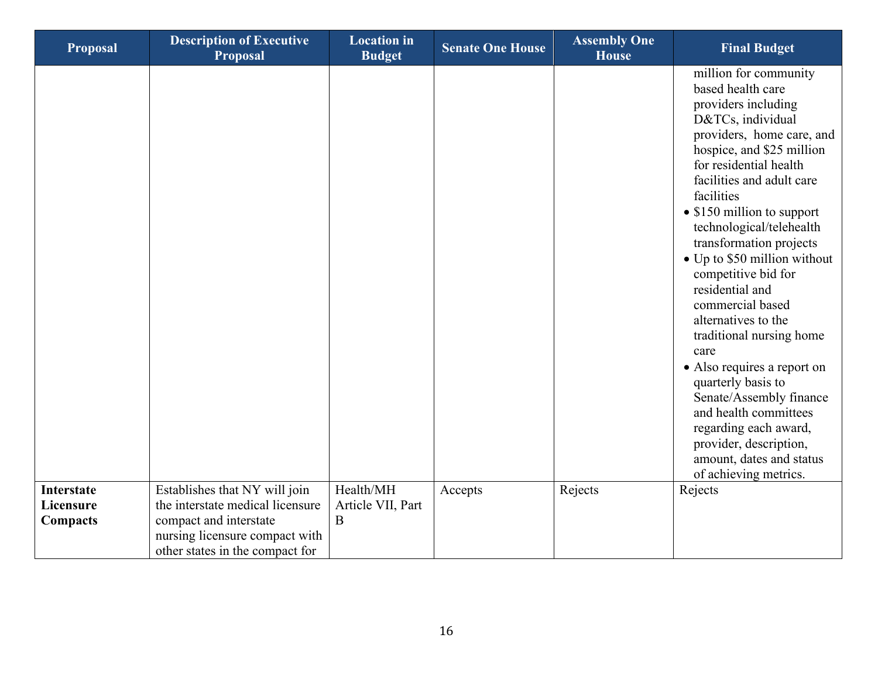| Proposal | Description of Executive Proposal | Location in Budget | Senate One House | Assembly One House | Final Budget |
|---|---|---|---|---|---|
| | | | | | million for community based health care providers including D&TCs, individual providers, home care, and hospice, and $25 million for residential health facilities and adult care facilities<br>• $150 million to support technological/telehealth transformation projects<br>• Up to $50 million without competitive bid for residential and commercial based alternatives to the traditional nursing home care<br>• Also requires a report on quarterly basis to Senate/Assembly finance and health committees regarding each award, provider, description, amount, dates and status of achieving metrics. |
| **Interstate Licensure Compacts** | Establishes that NY will join the interstate medical licensure compact and interstate nursing licensure compact with other states in the compact for | Health/MH Article VII, Part B | Accepts | Rejects | Rejects |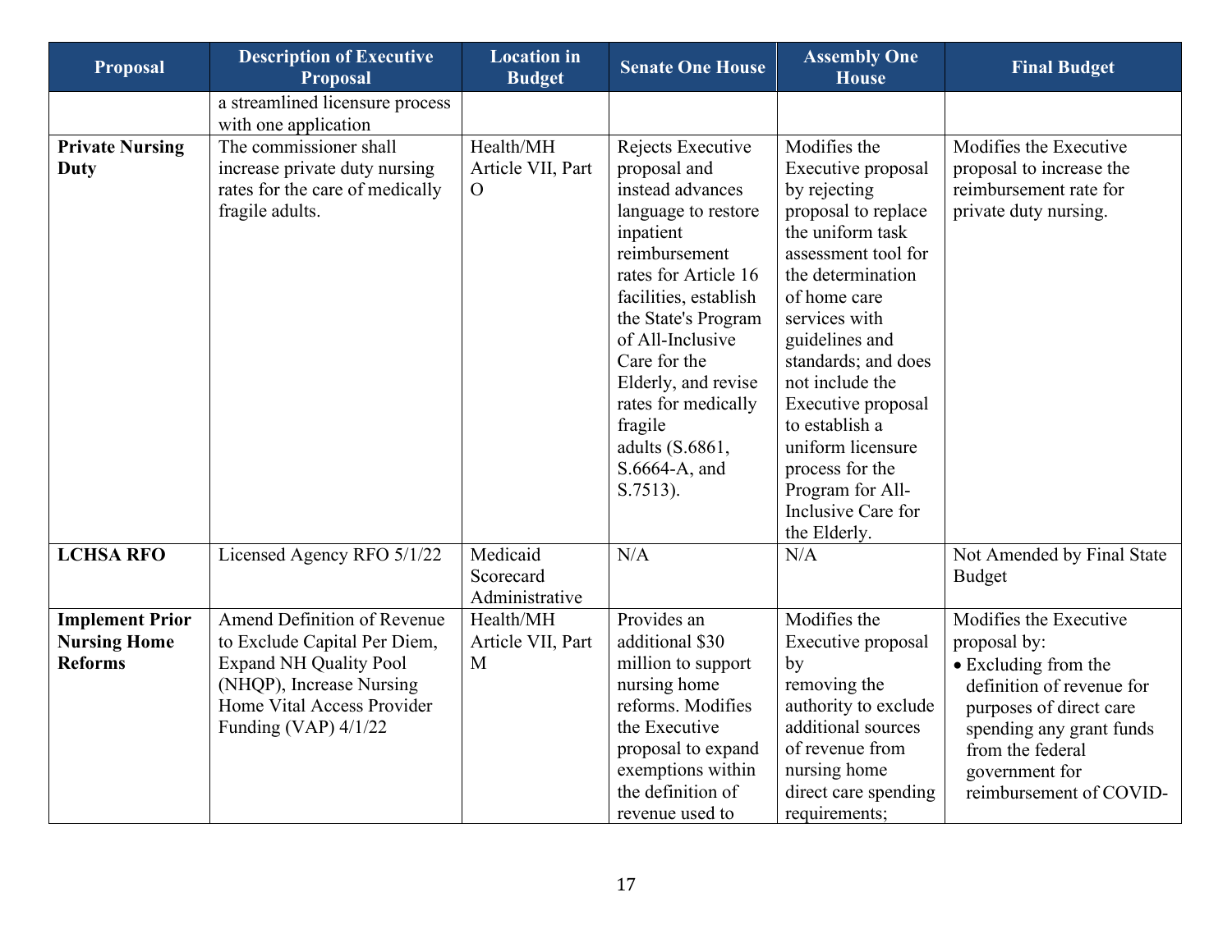| Proposal | Description of Executive Proposal | Location in Budget | Senate One House | Assembly One House | Final Budget |
|---|---|---|---|---|---|
| | a streamlined licensure process with one application | | | | |
| **Private Nursing Duty** | The commissioner shall increase private duty nursing rates for the care of medically fragile adults. | Health/MH Article VII, Part O | Rejects Executive proposal and instead advances language to restore inpatient reimbursement rates for Article 16 facilities, establish the State's Program of All-Inclusive Care for the Elderly, and revise rates for medically fragile adults (S.6861, S.6664-A, and S.7513). | Modifies the Executive proposal by rejecting proposal to replace the uniform task assessment tool for the determination of home care services with guidelines and standards; and does not include the Executive proposal to establish a uniform licensure process for the Program for All-Inclusive Care for the Elderly. | Modifies the Executive proposal to increase the reimbursement rate for private duty nursing. |
| **LCHSA RFO** | Licensed Agency RFO 5/1/22 | Medicaid Scorecard Administrative | N/A | N/A | Not Amended by Final State Budget |
| **Implement Prior Nursing Home Reforms** | Amend Definition of Revenue to Exclude Capital Per Diem, Expand NH Quality Pool (NHQP), Increase Nursing Home Vital Access Provider Funding (VAP) 4/1/22 | Health/MH Article VII, Part M | Provides an additional $30 million to support nursing home reforms. Modifies the Executive proposal to expand exemptions within the definition of revenue used to | Modifies the Executive proposal by removing the authority to exclude additional sources of revenue from nursing home direct care spending requirements; | Modifies the Executive proposal by: <br>• Excluding from the definition of revenue for purposes of direct care spending any grant funds from the federal government for reimbursement of COVID- |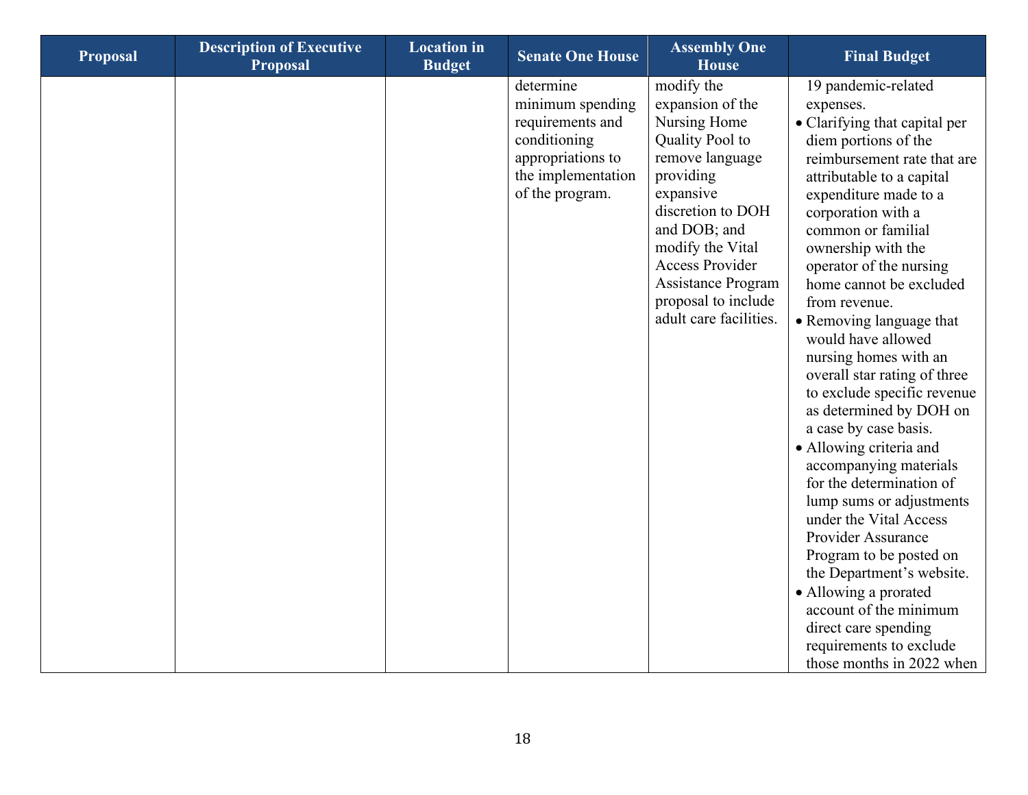| Proposal | Description of Executive Proposal | Location in Budget | Senate One House | Assembly One House | Final Budget |
|---|---|---|---|---|---|
| | | | determine minimum spending requirements and conditioning appropriations to the implementation of the program. | modify the expansion of the Nursing Home Quality Pool to remove language providing expansive discretion to DOH and DOB; and modify the Vital Access Provider Assistance Program proposal to include adult care facilities. | 19 pandemic-related expenses.<br>• Clarifying that capital per diem portions of the reimbursement rate that are attributable to a capital expenditure made to a corporation with a common or familial ownership with the operator of the nursing home cannot be excluded from revenue.<br>• Removing language that would have allowed nursing homes with an overall star rating of three to exclude specific revenue as determined by DOH on a case by case basis.<br>• Allowing criteria and accompanying materials for the determination of lump sums or adjustments under the Vital Access Provider Assurance Program to be posted on the Department's website.<br>• Allowing a prorated account of the minimum direct care spending requirements to exclude those months in 2022 when |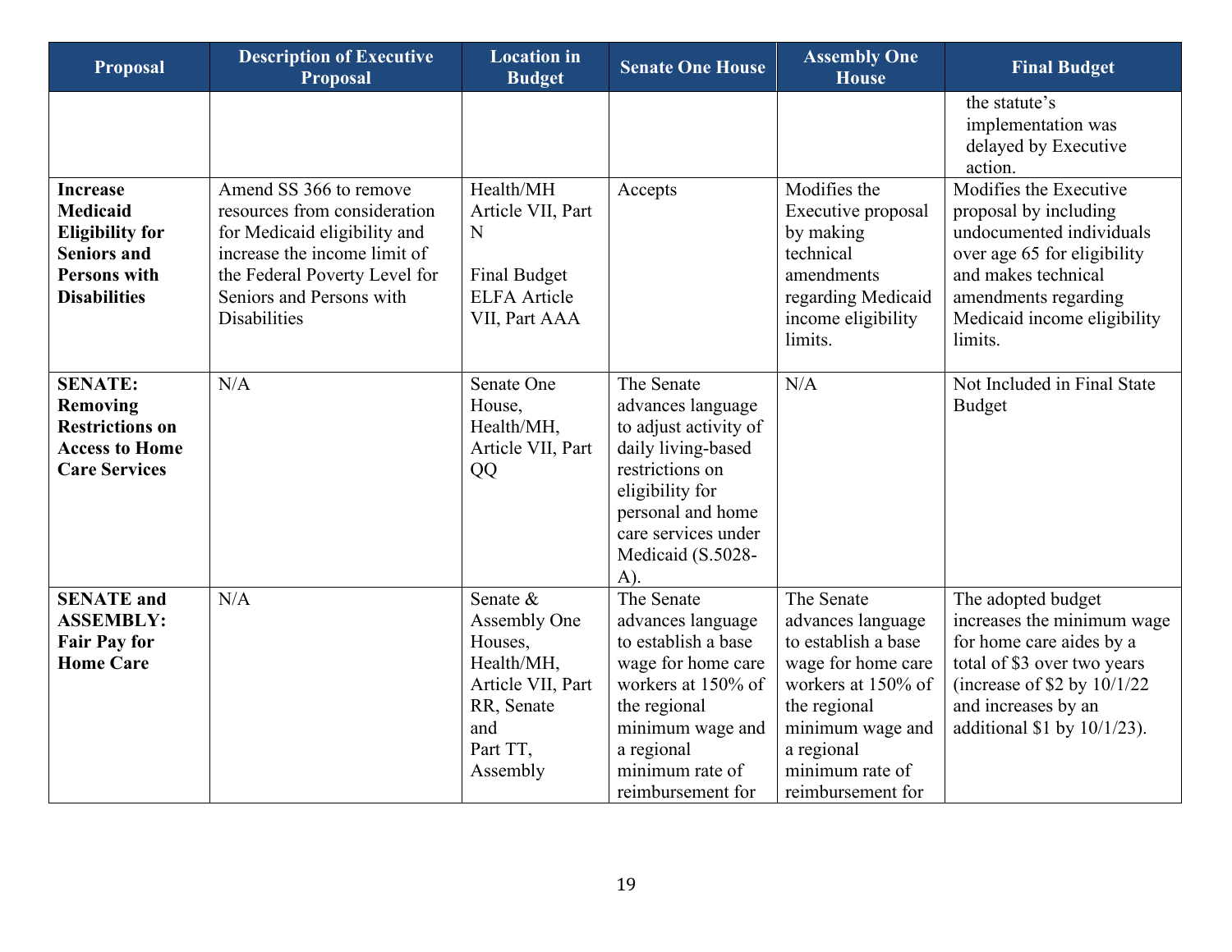| Proposal | Description of Executive Proposal | Location in Budget | Senate One House | Assembly One House | Final Budget |
|---|---|---|---|---|---|
| | | | | | the statute's implementation was delayed by Executive action. |
| **Increase Medicaid Eligibility for Seniors and Persons with Disabilities** | Amend SS 366 to remove resources from consideration for Medicaid eligibility and increase the income limit of the Federal Poverty Level for Seniors and Persons with Disabilities | Health/MH Article VII, Part N<br><br>Final Budget ELFA Article VII, Part AAA | Accepts | Modifies the Executive proposal by making technical amendments regarding Medicaid income eligibility limits. | Modifies the Executive proposal by including undocumented individuals over age 65 for eligibility and makes technical amendments regarding Medicaid income eligibility limits. |
| **SENATE: Removing Restrictions on Access to Home Care Services** | N/A | Senate One House, Health/MH, Article VII, Part QQ | The Senate advances language to adjust activity of daily living-based restrictions on eligibility for personal and home care services under Medicaid (S.5028-A). | N/A | Not Included in Final State Budget |
| **SENATE and ASSEMBLY: Fair Pay for Home Care** | N/A | Senate & Assembly One Houses, Health/MH, Article VII, Part RR, Senate and Part TT, Assembly | The Senate advances language to establish a base wage for home care workers at 150% of the regional minimum wage and a regional minimum rate of reimbursement for | The Senate advances language to establish a base wage for home care workers at 150% of the regional minimum wage and a regional minimum rate of reimbursement for | The adopted budget increases the minimum wage for home care aides by a total of $3 over two years (increase of $2 by 10/1/22 and increases by an additional $1 by 10/1/23). |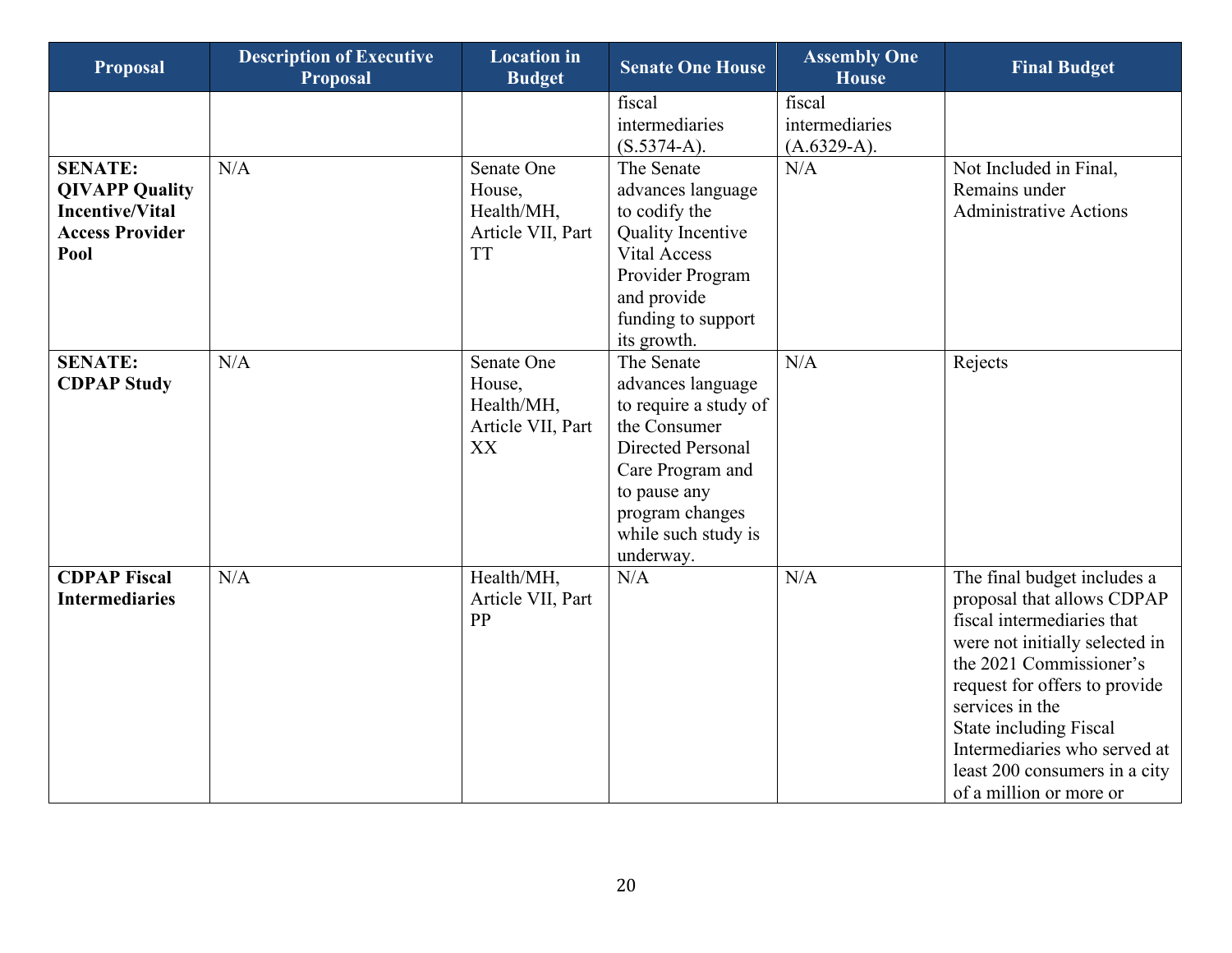| Proposal | Description of Executive Proposal | Location in Budget | Senate One House | Assembly One House | Final Budget |
|---|---|---|---|---|---|
| | | | fiscal intermediaries (S.5374-A). | fiscal intermediaries (A.6329-A). | |
| **SENATE: QIVAPP Quality Incentive/Vital Access Provider Pool** | N/A | Senate One House, Health/MH, Article VII, Part TT | The Senate advances language to codify the Quality Incentive Vital Access Provider Program and provide funding to support its growth. | N/A | Not Included in Final, Remains under Administrative Actions |
| **SENATE: CDPAP Study** | N/A | Senate One House, Health/MH, Article VII, Part XX | The Senate advances language to require a study of the Consumer Directed Personal Care Program and to pause any program changes while such study is underway. | N/A | Rejects |
| **CDPAP Fiscal Intermediaries** | N/A | Health/MH, Article VII, Part PP | N/A | N/A | The final budget includes a proposal that allows CDPAP fiscal intermediaries that were not initially selected in the 2021 Commissioner's request for offers to provide services in the State including Fiscal Intermediaries who served at least 200 consumers in a city of a million or more or |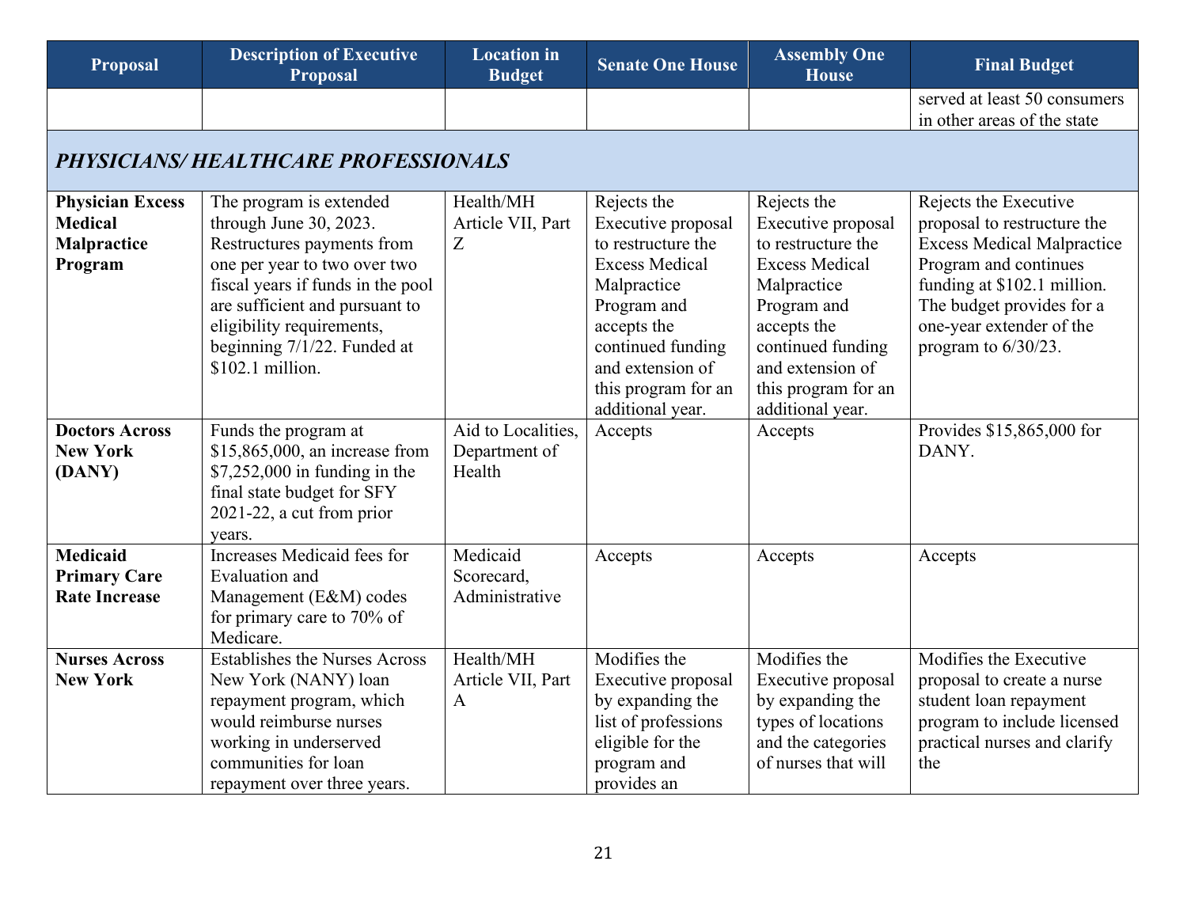| Proposal | Description of Executive Proposal | Location in Budget | Senate One House | Assembly One House | Final Budget |
|---|---|---|---|---|---|
| | | | | | served at least 50 consumers in other areas of the state |
| ***PHYSICIANS/ HEALTHCARE PROFESSIONALS*** | | | | | |
| **Physician Excess Medical Malpractice Program** | The program is extended through June 30, 2023. Restructures payments from one per year to two over two fiscal years if funds in the pool are sufficient and pursuant to eligibility requirements, beginning 7/1/22. Funded at $102.1 million. | Health/MH Article VII, Part Z | Rejects the Executive proposal to restructure the Excess Medical Malpractice Program and accepts the continued funding and extension of this program for an additional year. | Rejects the Executive proposal to restructure the Excess Medical Malpractice Program and accepts the continued funding and extension of this program for an additional year. | Rejects the Executive proposal to restructure the Excess Medical Malpractice Program and continues funding at $102.1 million. The budget provides for a one-year extender of the program to 6/30/23. |
| **Doctors Across New York (DANY)** | Funds the program at $15,865,000, an increase from $7,252,000 in funding in the final state budget for SFY 2021-22, a cut from prior years. | Aid to Localities, Department of Health | Accepts | Accepts | Provides $15,865,000 for DANY. |
| **Medicaid Primary Care Rate Increase** | Increases Medicaid fees for Evaluation and Management (E&M) codes for primary care to 70% of Medicare. | Medicaid Scorecard, Administrative | Accepts | Accepts | Accepts |
| **Nurses Across New York** | Establishes the Nurses Across New York (NANY) loan repayment program, which would reimburse nurses working in underserved communities for loan repayment over three years. | Health/MH Article VII, Part A | Modifies the Executive proposal by expanding the list of professions eligible for the program and provides an | Modifies the Executive proposal by expanding the types of locations and the categories of nurses that will | Modifies the Executive proposal to create a nurse student loan repayment program to include licensed practical nurses and clarify the |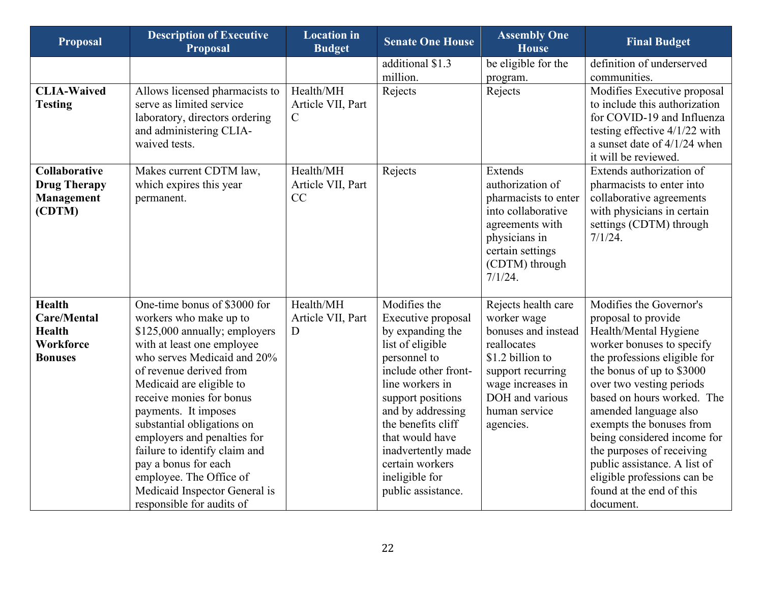| Proposal | Description of Executive Proposal | Location in Budget | Senate One House | Assembly One House | Final Budget |
|---|---|---|---|---|---|
| | | | additional $1.3 million. | be eligible for the program. | definition of underserved communities. |
| **CLIA-Waived Testing** | Allows licensed pharmacists to serve as limited service laboratory, directors ordering and administering CLIA-waived tests. | Health/MH Article VII, Part C | Rejects | Rejects | Modifies Executive proposal to include this authorization for COVID-19 and Influenza testing effective 4/1/22 with a sunset date of 4/1/24 when it will be reviewed. |
| **Collaborative Drug Therapy Management (CDTM)** | Makes current CDTM law, which expires this year permanent. | Health/MH Article VII, Part CC | Rejects | Extends authorization of pharmacists to enter into collaborative agreements with physicians in certain settings (CDTM) through 7/1/24. | Extends authorization of pharmacists to enter into collaborative agreements with physicians in certain settings (CDTM) through 7/1/24. |
| **Health Care/Mental Health Workforce Bonuses** | One-time bonus of $3000 for workers who make up to $125,000 annually; employers with at least one employee who serves Medicaid and 20% of revenue derived from Medicaid are eligible to receive monies for bonus payments. It imposes substantial obligations on employers and penalties for failure to identify claim and pay a bonus for each employee. The Office of Medicaid Inspector General is responsible for audits of | Health/MH Article VII, Part D | Modifies the Executive proposal by expanding the list of eligible personnel to include other front-line workers in support positions and by addressing the benefits cliff that would have inadvertently made certain workers ineligible for public assistance. | Rejects health care worker wage bonuses and instead reallocates $1.2 billion to support recurring wage increases in DOH and various human service agencies. | Modifies the Governor's proposal to provide Health/Mental Hygiene worker bonuses to specify the professions eligible for the bonus of up to $3000 over two vesting periods based on hours worked. The amended language also exempts the bonuses from being considered income for the purposes of receiving public assistance. A list of eligible professions can be found at the end of this document. |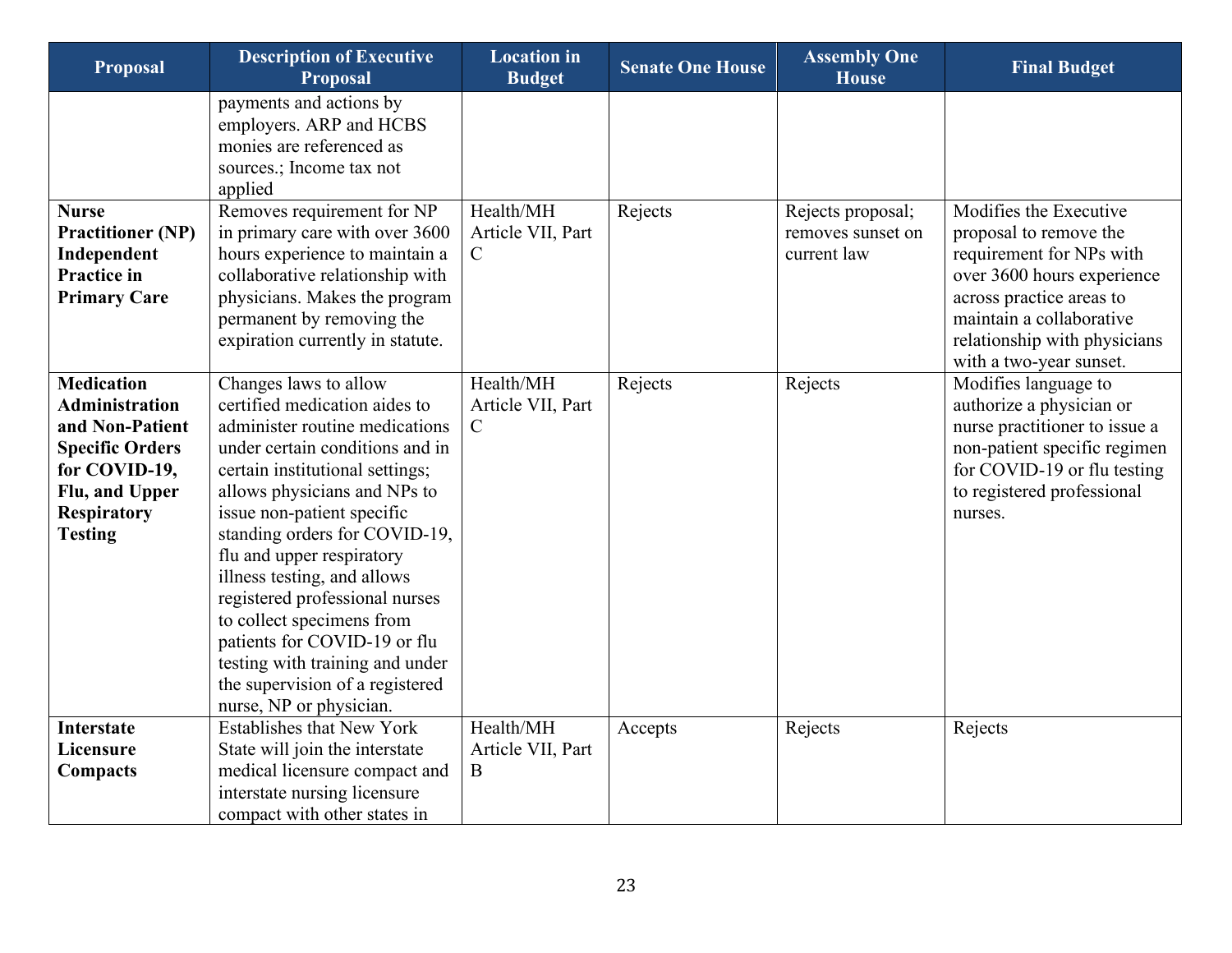| Proposal | Description of Executive Proposal | Location in Budget | Senate One House | Assembly One House | Final Budget |
|---|---|---|---|---|---|
| | payments and actions by employers. ARP and HCBS monies are referenced as sources.; Income tax not applied | | | | |
| **Nurse Practitioner (NP) Independent Practice in Primary Care** | Removes requirement for NP in primary care with over 3600 hours experience to maintain a collaborative relationship with physicians. Makes the program permanent by removing the expiration currently in statute. | Health/MH Article VII, Part C | Rejects | Rejects proposal; removes sunset on current law | Modifies the Executive proposal to remove the requirement for NPs with over 3600 hours experience across practice areas to maintain a collaborative relationship with physicians with a two-year sunset. |
| **Medication Administration and Non-Patient Specific Orders for COVID-19, Flu, and Upper Respiratory Testing** | Changes laws to allow certified medication aides to administer routine medications under certain conditions and in certain institutional settings; allows physicians and NPs to issue non-patient specific standing orders for COVID-19, flu and upper respiratory illness testing, and allows registered professional nurses to collect specimens from patients for COVID-19 or flu testing with training and under the supervision of a registered nurse, NP or physician. | Health/MH Article VII, Part C | Rejects | Rejects | Modifies language to authorize a physician or nurse practitioner to issue a non-patient specific regimen for COVID-19 or flu testing to registered professional nurses. |
| **Interstate Licensure Compacts** | Establishes that New York State will join the interstate medical licensure compact and interstate nursing licensure compact with other states in | Health/MH Article VII, Part B | Accepts | Rejects | Rejects |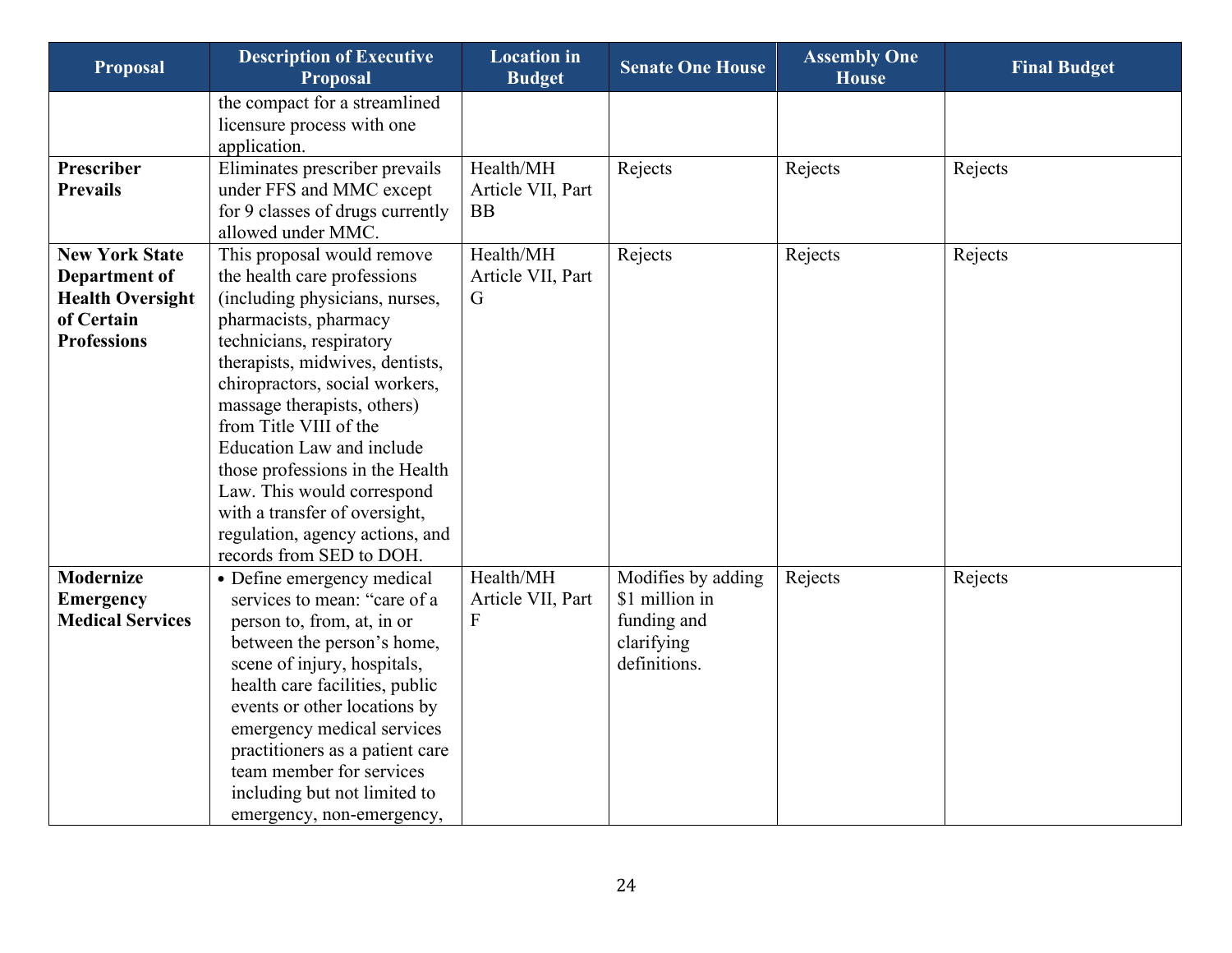| Proposal | Description of Executive Proposal | Location in Budget | Senate One House | Assembly One House | Final Budget |
|---|---|---|---|---|---|
| | the compact for a streamlined licensure process with one application. | | | | |
| **Prescriber Prevails** | Eliminates prescriber prevails under FFS and MMC except for 9 classes of drugs currently allowed under MMC. | Health/MH Article VII, Part BB | Rejects | Rejects | Rejects |
| **New York State Department of Health Oversight of Certain Professions** | This proposal would remove the health care professions (including physicians, nurses, pharmacists, pharmacy technicians, respiratory therapists, midwives, dentists, chiropractors, social workers, massage therapists, others) from Title VIII of the Education Law and include those professions in the Health Law. This would correspond with a transfer of oversight, regulation, agency actions, and records from SED to DOH. | Health/MH Article VII, Part G | Rejects | Rejects | Rejects |
| **Modernize Emergency Medical Services** | • Define emergency medical services to mean: "care of a person to, from, at, in or between the person's home, scene of injury, hospitals, health care facilities, public events or other locations by emergency medical services practitioners as a patient care team member for services including but not limited to emergency, non-emergency, | Health/MH Article VII, Part F | Modifies by adding $1 million in funding and clarifying definitions. | Rejects | Rejects |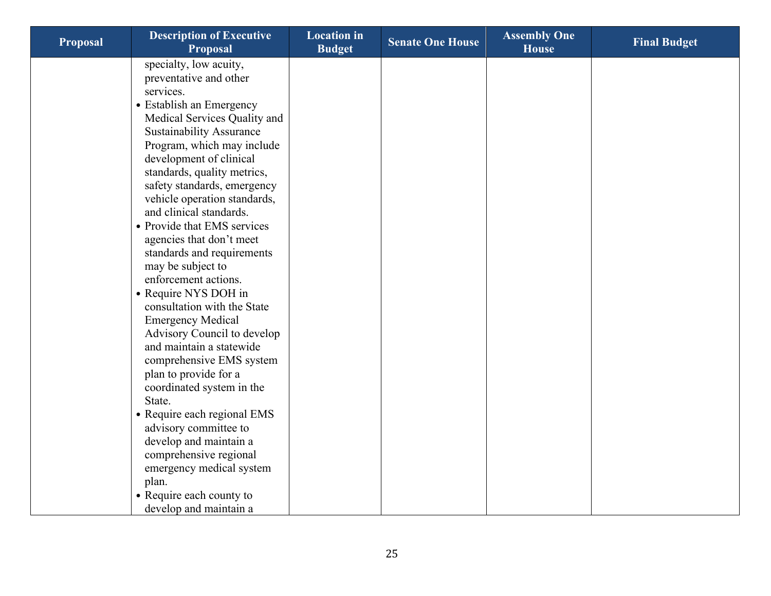| Proposal | Description of Executive Proposal | Location in Budget | Senate One House | Assembly One House | Final Budget |
|---|---|---|---|---|---|
| | specialty, low acuity, preventative and other services.<br>• Establish an Emergency Medical Services Quality and Sustainability Assurance Program, which may include development of clinical standards, quality metrics, safety standards, emergency vehicle operation standards, and clinical standards.<br>• Provide that EMS services agencies that don't meet standards and requirements may be subject to enforcement actions.<br>• Require NYS DOH in consultation with the State Emergency Medical Advisory Council to develop and maintain a statewide comprehensive EMS system plan to provide for a coordinated system in the State.<br>• Require each regional EMS advisory committee to develop and maintain a comprehensive regional emergency medical system plan.<br>• Require each county to develop and maintain a | | | | |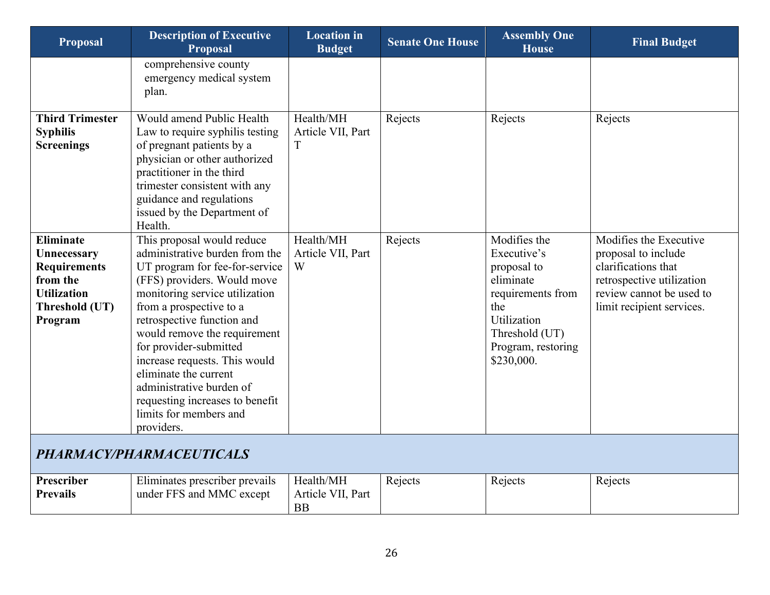| Proposal | Description of Executive Proposal | Location in Budget | Senate One House | Assembly One House | Final Budget |
|---|---|---|---|---|---|
| | comprehensive county emergency medical system plan. | | | | |
| **Third Trimester Syphilis Screenings** | Would amend Public Health Law to require syphilis testing of pregnant patients by a physician or other authorized practitioner in the third trimester consistent with any guidance and regulations issued by the Department of Health. | Health/MH Article VII, Part T | Rejects | Rejects | Rejects |
| **Eliminate Unnecessary Requirements from the Utilization Threshold (UT) Program** | This proposal would reduce administrative burden from the UT program for fee-for-service (FFS) providers. Would move monitoring service utilization from a prospective to a retrospective function and would remove the requirement for provider-submitted increase requests. This would eliminate the current administrative burden of requesting increases to benefit limits for members and providers. | Health/MH Article VII, Part W | Rejects | Modifies the Executive's proposal to eliminate requirements from the Utilization Threshold (UT) Program, restoring $230,000. | Modifies the Executive proposal to include clarifications that retrospective utilization review cannot be used to limit recipient services. |
| ***PHARMACY/PHARMACEUTICALS*** | | | | | |
| **Prescriber Prevails** | Eliminates prescriber prevails under FFS and MMC except | Health/MH Article VII, Part BB | Rejects | Rejects | Rejects |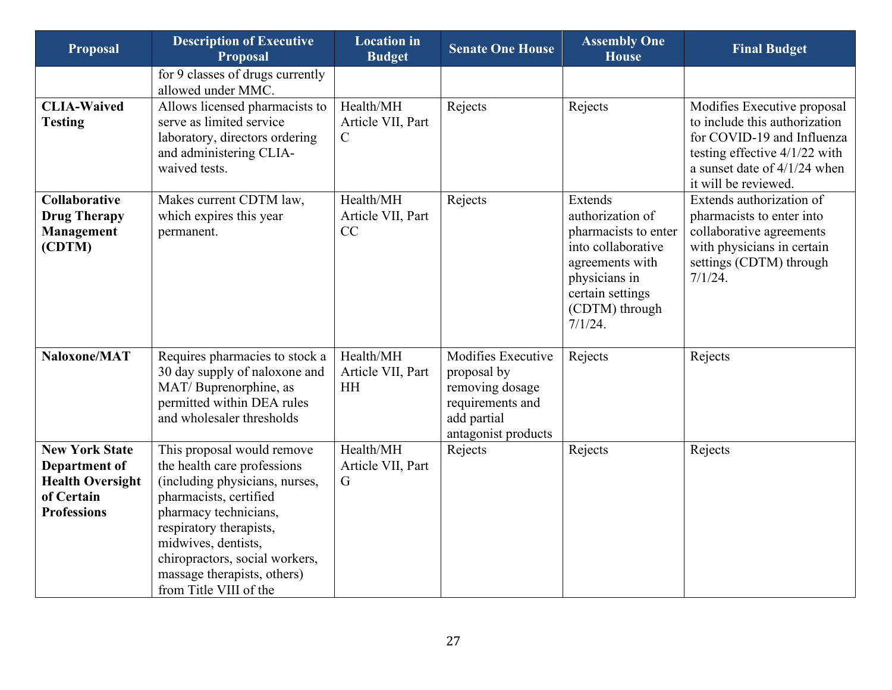| Proposal | Description of Executive Proposal | Location in Budget | Senate One House | Assembly One House | Final Budget |
|---|---|---|---|---|---|
| | for 9 classes of drugs currently allowed under MMC. | | | | |
| **CLIA-Waived Testing** | Allows licensed pharmacists to serve as limited service laboratory, directors ordering and administering CLIA-waived tests. | Health/MH Article VII, Part C | Rejects | Rejects | Modifies Executive proposal to include this authorization for COVID-19 and Influenza testing effective 4/1/22 with a sunset date of 4/1/24 when it will be reviewed. |
| **Collaborative Drug Therapy Management (CDTM)** | Makes current CDTM law, which expires this year permanent. | Health/MH Article VII, Part CC | Rejects | Extends authorization of pharmacists to enter into collaborative agreements with physicians in certain settings (CDTM) through 7/1/24. | Extends authorization of pharmacists to enter into collaborative agreements with physicians in certain settings (CDTM) through 7/1/24. |
| **Naloxone/MAT** | Requires pharmacies to stock a 30 day supply of naloxone and MAT/ Buprenorphine, as permitted within DEA rules and wholesaler thresholds | Health/MH Article VII, Part HH | Modifies Executive proposal by removing dosage requirements and add partial antagonist products | Rejects | Rejects |
| **New York State Department of Health Oversight of Certain Professions** | This proposal would remove the health care professions (including physicians, nurses, pharmacists, certified pharmacy technicians, respiratory therapists, midwives, dentists, chiropractors, social workers, massage therapists, others) from Title VIII of the | Health/MH Article VII, Part G | Rejects | Rejects | Rejects |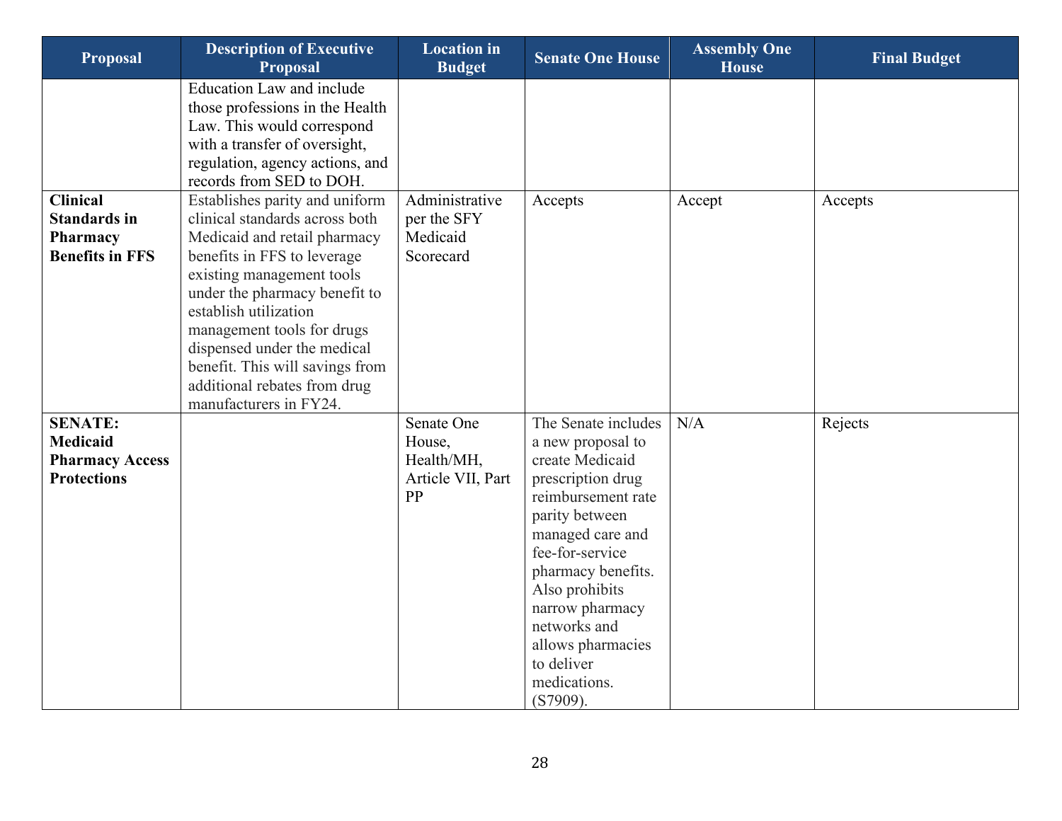| Proposal | Description of Executive Proposal | Location in Budget | Senate One House | Assembly One House | Final Budget |
|---|---|---|---|---|---|
| | Education Law and include those professions in the Health Law. This would correspond with a transfer of oversight, regulation, agency actions, and records from SED to DOH. | | | | |
| **Clinical Standards in Pharmacy Benefits in FFS** | Establishes parity and uniform clinical standards across both Medicaid and retail pharmacy benefits in FFS to leverage existing management tools under the pharmacy benefit to establish utilization management tools for drugs dispensed under the medical benefit. This will savings from additional rebates from drug manufacturers in FY24. | Administrative per the SFY Medicaid Scorecard | Accepts | Accept | Accepts |
| **SENATE: Medicaid Pharmacy Access Protections** | | Senate One House, Health/MH, Article VII, Part PP | The Senate includes a new proposal to create Medicaid prescription drug reimbursement rate parity between managed care and fee-for-service pharmacy benefits. Also prohibits narrow pharmacy networks and allows pharmacies to deliver medications. (S7909). | N/A | Rejects |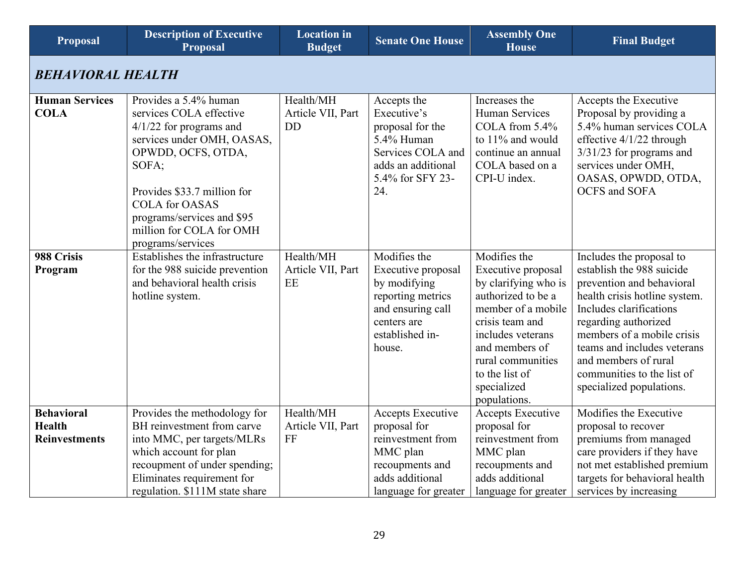| Proposal | Description of Executive Proposal | Location in Budget | Senate One House | Assembly One House | Final Budget |
|---|---|---|---|---|---|
| ***BEHAVIORAL HEALTH*** | | | | | |
| **Human Services COLA** | Provides a 5.4% human services COLA effective 4/1/22 for programs and services under OMH, OASAS, OPWDD, OCFS, OTDA, SOFA;<br><br>Provides $33.7 million for COLA for OASAS programs/services and $95 million for COLA for OMH programs/services | Health/MH Article VII, Part DD | Accepts the Executive's proposal for the 5.4% Human Services COLA and adds an additional 5.4% for SFY 23-24. | Increases the Human Services COLA from 5.4% to 11% and would continue an annual COLA based on a CPI-U index. | Accepts the Executive Proposal by providing a 5.4% human services COLA effective 4/1/22 through 3/31/23 for programs and services under OMH, OASAS, OPWDD, OTDA, OCFS and SOFA |
| **988 Crisis Program** | Establishes the infrastructure for the 988 suicide prevention and behavioral health crisis hotline system. | Health/MH Article VII, Part EE | Modifies the Executive proposal by modifying reporting metrics and ensuring call centers are established in-house. | Modifies the Executive proposal by clarifying who is authorized to be a member of a mobile crisis team and includes veterans and members of rural communities to the list of specialized populations. | Includes the proposal to establish the 988 suicide prevention and behavioral health crisis hotline system. Includes clarifications regarding authorized members of a mobile crisis teams and includes veterans and members of rural communities to the list of specialized populations. |
| **Behavioral Health Reinvestments** | Provides the methodology for BH reinvestment from carve into MMC, per targets/MLRs which account for plan recoupment of under spending; Eliminates requirement for regulation. $111M state share | Health/MH Article VII, Part FF | Accepts Executive proposal for reinvestment from MMC plan recoupments and adds additional language for greater | Accepts Executive proposal for reinvestment from MMC plan recoupments and adds additional language for greater | Modifies the Executive proposal to recover premiums from managed care providers if they have not met established premium targets for behavioral health services by increasing |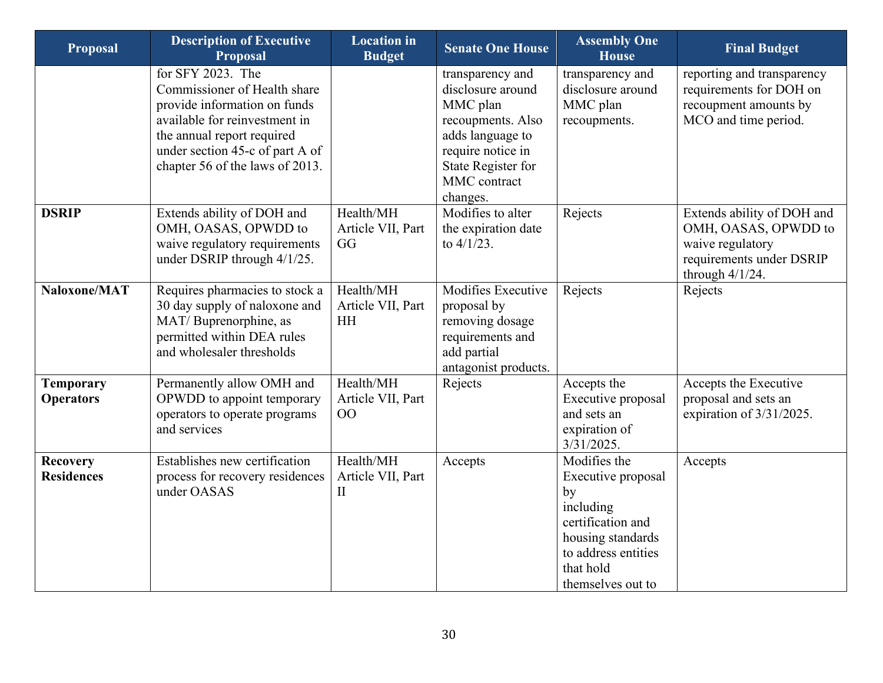| Proposal | Description of Executive Proposal | Location in Budget | Senate One House | Assembly One House | Final Budget |
|---|---|---|---|---|---|
| | for SFY 2023. The Commissioner of Health share provide information on funds available for reinvestment in the annual report required under section 45-c of part A of chapter 56 of the laws of 2013. | | transparency and disclosure around MMC plan recoupments. Also adds language to require notice in State Register for MMC contract changes. | transparency and disclosure around MMC plan recoupments. | reporting and transparency requirements for DOH on recoupment amounts by MCO and time period. |
| **DSRIP** | Extends ability of DOH and OMH, OASAS, OPWDD to waive regulatory requirements under DSRIP through 4/1/25. | Health/MH Article VII, Part GG | Modifies to alter the expiration date to 4/1/23. | Rejects | Extends ability of DOH and OMH, OASAS, OPWDD to waive regulatory requirements under DSRIP through 4/1/24. |
| **Naloxone/MAT** | Requires pharmacies to stock a 30 day supply of naloxone and MAT/ Buprenorphine, as permitted within DEA rules and wholesaler thresholds | Health/MH Article VII, Part HH | Modifies Executive proposal by removing dosage requirements and add partial antagonist products. | Rejects | Rejects |
| **Temporary Operators** | Permanently allow OMH and OPWDD to appoint temporary operators to operate programs and services | Health/MH Article VII, Part OO | Rejects | Accepts the Executive proposal and sets an expiration of 3/31/2025. | Accepts the Executive proposal and sets an expiration of 3/31/2025. |
| **Recovery Residences** | Establishes new certification process for recovery residences under OASAS | Health/MH Article VII, Part II | Accepts | Modifies the Executive proposal by including certification and housing standards to address entities that hold themselves out to | Accepts |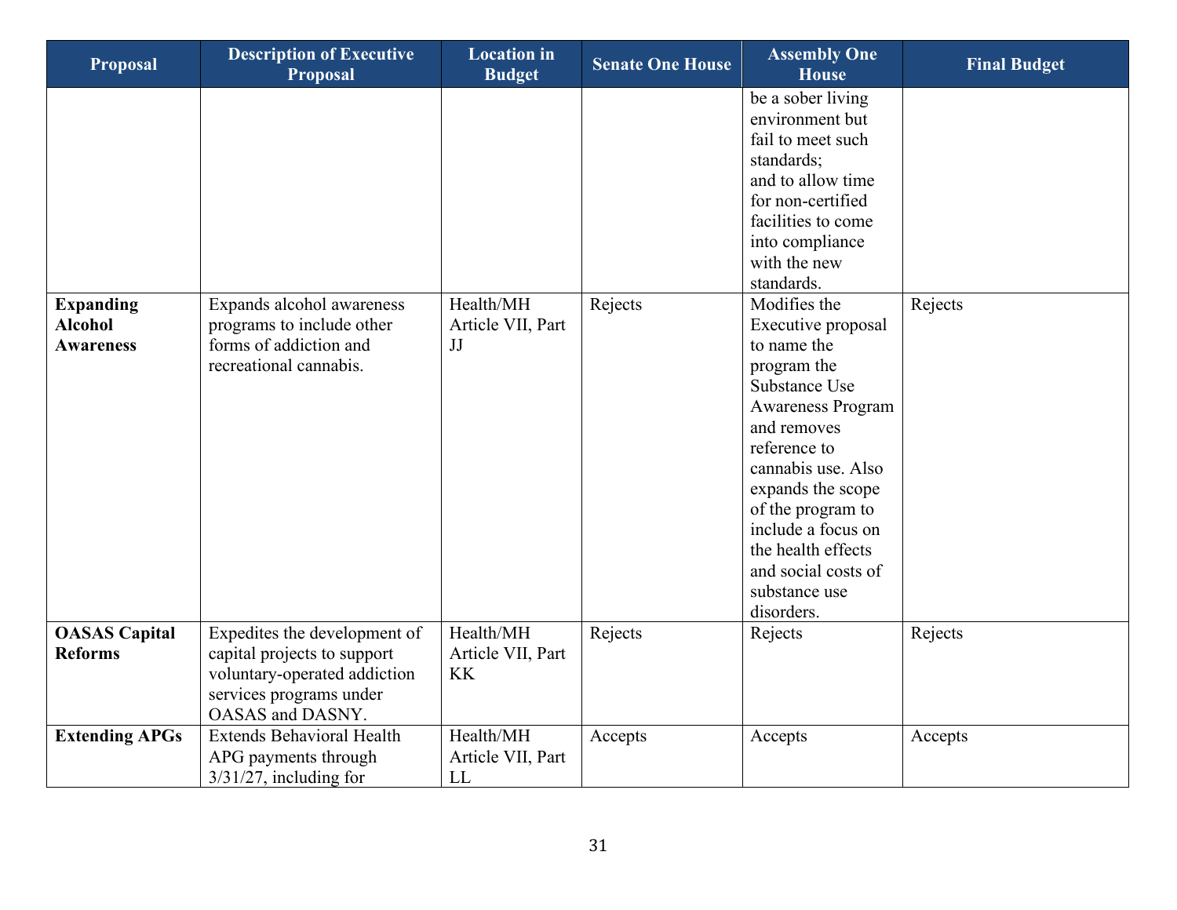| Proposal | Description of Executive Proposal | Location in Budget | Senate One House | Assembly One House | Final Budget |
|---|---|---|---|---|---|
| | | | | be a sober living environment but fail to meet such standards; and to allow time for non-certified facilities to come into compliance with the new standards. | |
| **Expanding Alcohol Awareness** | Expands alcohol awareness programs to include other forms of addiction and recreational cannabis. | Health/MH Article VII, Part JJ | Rejects | Modifies the Executive proposal to name the program the Substance Use Awareness Program and removes reference to cannabis use. Also expands the scope of the program to include a focus on the health effects and social costs of substance use disorders. | Rejects |
| **OASAS Capital Reforms** | Expedites the development of capital projects to support voluntary-operated addiction services programs under OASAS and DASNY. | Health/MH Article VII, Part KK | Rejects | Rejects | Rejects |
| **Extending APGs** | Extends Behavioral Health APG payments through 3/31/27, including for | Health/MH Article VII, Part LL | Accepts | Accepts | Accepts |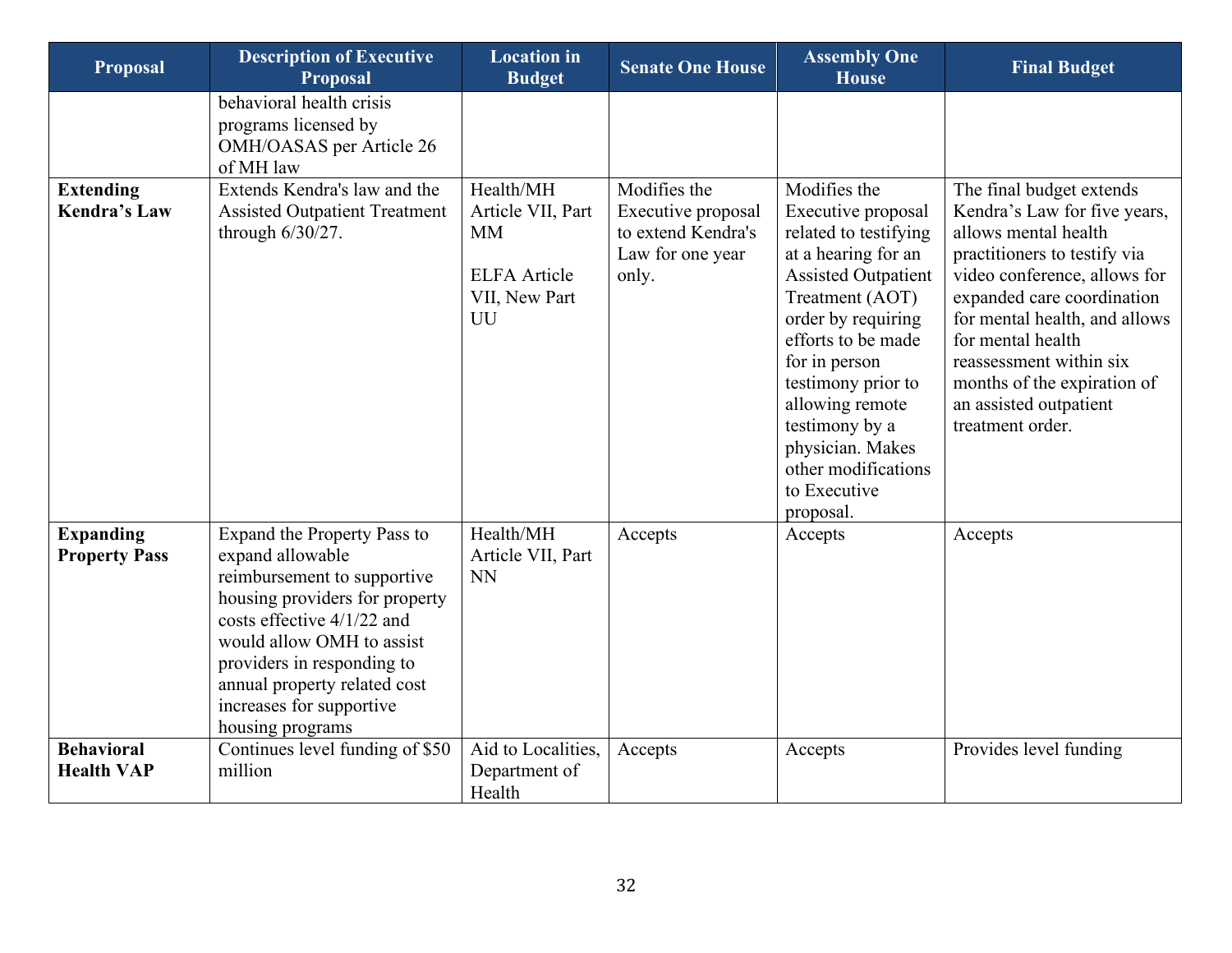| Proposal | Description of Executive Proposal | Location in Budget | Senate One House | Assembly One House | Final Budget |
|---|---|---|---|---|---|
| | behavioral health crisis programs licensed by OMH/OASAS per Article 26 of MH law | | | | |
| **Extending Kendra's Law** | Extends Kendra's law and the Assisted Outpatient Treatment through 6/30/27. | Health/MH Article VII, Part MM<br><br>ELFA Article VII, New Part UU | Modifies the Executive proposal to extend Kendra's Law for one year only. | Modifies the Executive proposal related to testifying at a hearing for an Assisted Outpatient Treatment (AOT) order by requiring efforts to be made for in person testimony prior to allowing remote testimony by a physician. Makes other modifications to Executive proposal. | The final budget extends Kendra's Law for five years, allows mental health practitioners to testify via video conference, allows for expanded care coordination for mental health, and allows for mental health reassessment within six months of the expiration of an assisted outpatient treatment order. |
| **Expanding Property Pass** | Expand the Property Pass to expand allowable reimbursement to supportive housing providers for property costs effective 4/1/22 and would allow OMH to assist providers in responding to annual property related cost increases for supportive housing programs | Health/MH Article VII, Part NN | Accepts | Accepts | Accepts |
| **Behavioral Health VAP** | Continues level funding of $50 million | Aid to Localities, Department of Health | Accepts | Accepts | Provides level funding |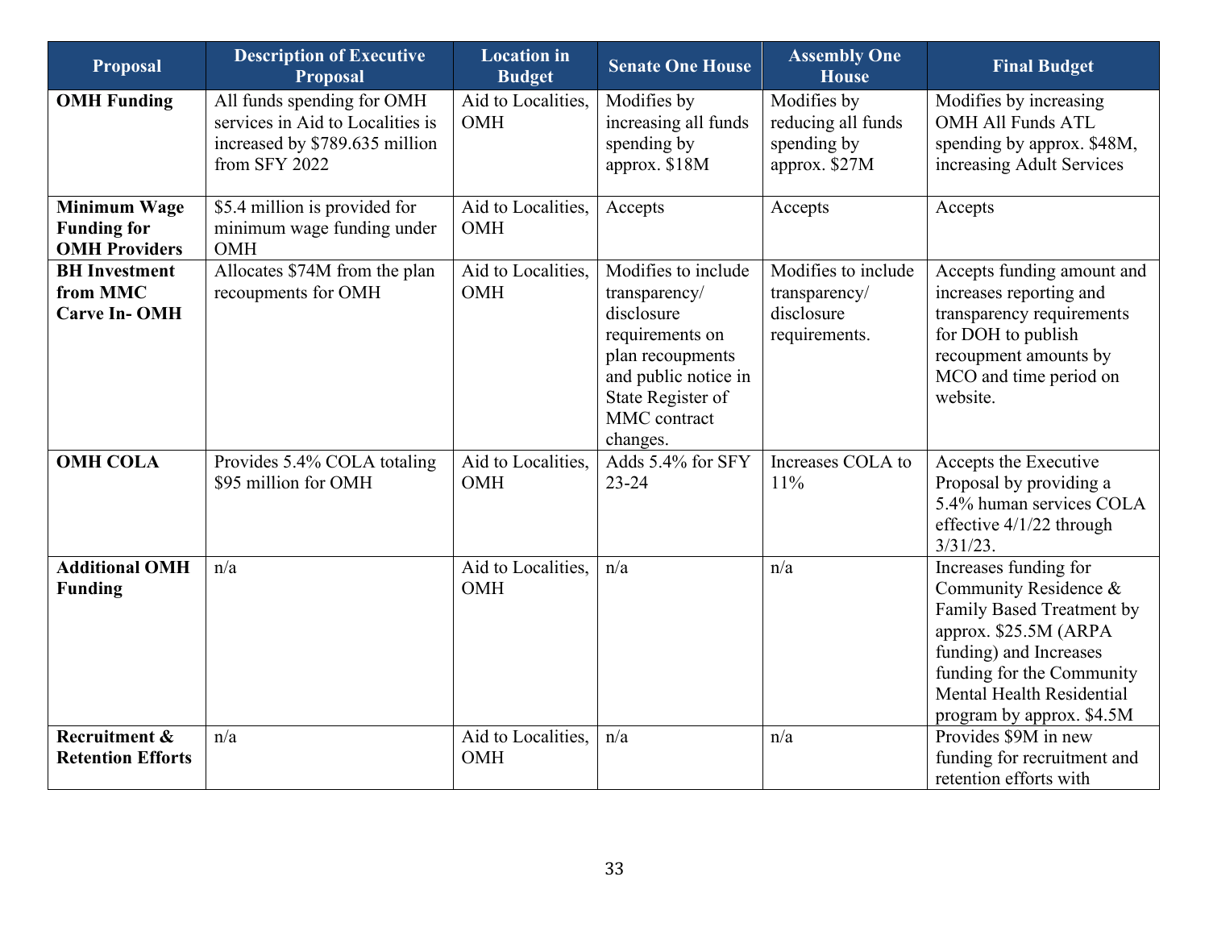| Proposal | Description of Executive Proposal | Location in Budget | Senate One House | Assembly One House | Final Budget |
|---|---|---|---|---|---|
| **OMH Funding** | All funds spending for OMH services in Aid to Localities is increased by $789.635 million from SFY 2022 | Aid to Localities, OMH | Modifies by increasing all funds spending by approx. $18M | Modifies by reducing all funds spending by approx. $27M | Modifies by increasing OMH All Funds ATL spending by approx. $48M, increasing Adult Services |
| **Minimum Wage Funding for OMH Providers** | $5.4 million is provided for minimum wage funding under OMH | Aid to Localities, OMH | Accepts | Accepts | Accepts |
| **BH Investment from MMC Carve In- OMH** | Allocates $74M from the plan recoupments for OMH | Aid to Localities, OMH | Modifies to include transparency/ disclosure requirements on plan recoupments and public notice in State Register of MMC contract changes. | Modifies to include transparency/ disclosure requirements. | Accepts funding amount and increases reporting and transparency requirements for DOH to publish recoupment amounts by MCO and time period on website. |
| **OMH COLA** | Provides 5.4% COLA totaling $95 million for OMH | Aid to Localities, OMH | Adds 5.4% for SFY 23-24 | Increases COLA to 11% | Accepts the Executive Proposal by providing a 5.4% human services COLA effective 4/1/22 through 3/31/23. |
| **Additional OMH Funding** | n/a | Aid to Localities, OMH | n/a | n/a | Increases funding for Community Residence & Family Based Treatment by approx. $25.5M (ARPA funding) and Increases funding for the Community Mental Health Residential program by approx. $4.5M |
| **Recruitment & Retention Efforts** | n/a | Aid to Localities, OMH | n/a | n/a | Provides $9M in new funding for recruitment and retention efforts with |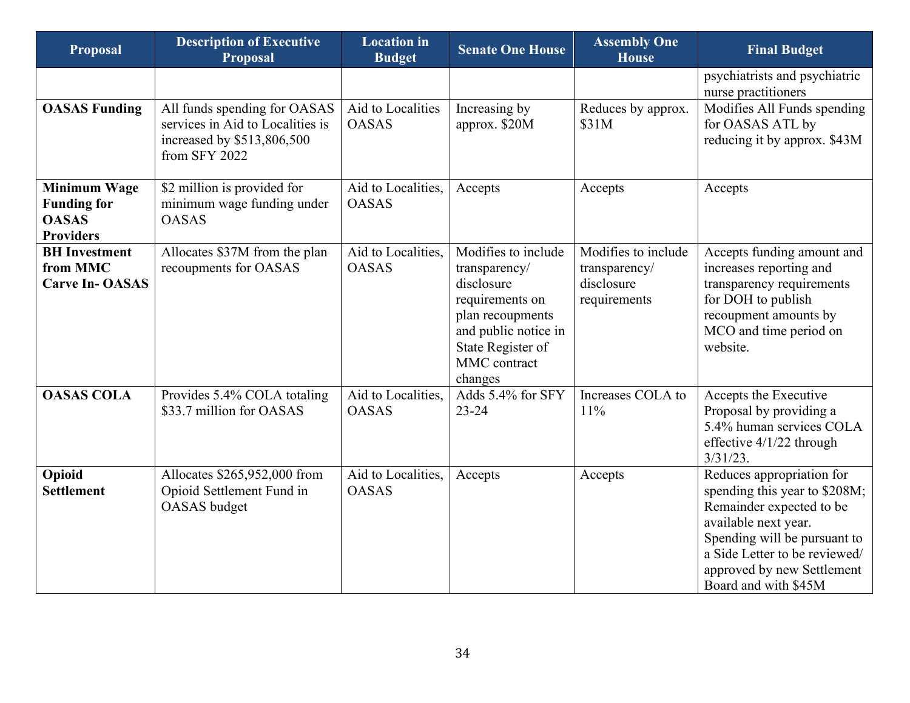| Proposal | Description of Executive Proposal | Location in Budget | Senate One House | Assembly One House | Final Budget |
|---|---|---|---|---|---|
| | | | | | psychiatrists and psychiatric nurse practitioners |
| **OASAS Funding** | All funds spending for OASAS services in Aid to Localities is increased by $513,806,500 from SFY 2022 | Aid to Localities OASAS | Increasing by approx. $20M | Reduces by approx. $31M | Modifies All Funds spending for OASAS ATL by reducing it by approx. $43M |
| **Minimum Wage Funding for OASAS Providers** | $2 million is provided for minimum wage funding under OASAS | Aid to Localities, OASAS | Accepts | Accepts | Accepts |
| **BH Investment from MMC Carve In- OASAS** | Allocates $37M from the plan recoupments for OASAS | Aid to Localities, OASAS | Modifies to include transparency/ disclosure requirements on plan recoupments and public notice in State Register of MMC contract changes | Modifies to include transparency/ disclosure requirements | Accepts funding amount and increases reporting and transparency requirements for DOH to publish recoupment amounts by MCO and time period on website. |
| **OASAS COLA** | Provides 5.4% COLA totaling $33.7 million for OASAS | Aid to Localities, OASAS | Adds 5.4% for SFY 23-24 | Increases COLA to 11% | Accepts the Executive Proposal by providing a 5.4% human services COLA effective 4/1/22 through 3/31/23. |
| **Opioid Settlement** | Allocates $265,952,000 from Opioid Settlement Fund in OASAS budget | Aid to Localities, OASAS | Accepts | Accepts | Reduces appropriation for spending this year to $208M; Remainder expected to be available next year. Spending will be pursuant to a Side Letter to be reviewed/ approved by new Settlement Board and with $45M |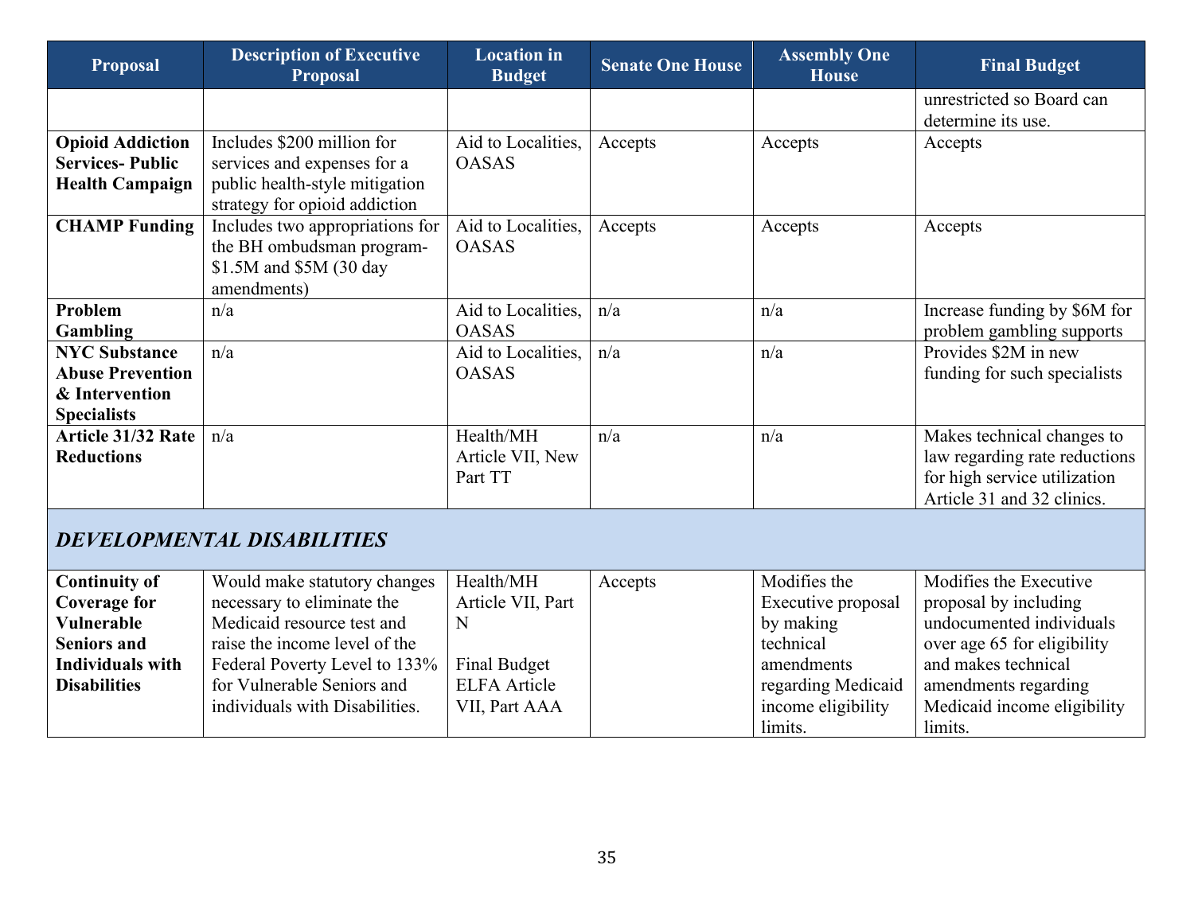| Proposal | Description of Executive Proposal | Location in Budget | Senate One House | Assembly One House | Final Budget |
|---|---|---|---|---|---|
| | | | | | unrestricted so Board can determine its use. |
| **Opioid Addiction Services- Public Health Campaign** | Includes $200 million for services and expenses for a public health-style mitigation strategy for opioid addiction | Aid to Localities, OASAS | Accepts | Accepts | Accepts |
| **CHAMP Funding** | Includes two appropriations for the BH ombudsman program- $1.5M and $5M (30 day amendments) | Aid to Localities, OASAS | Accepts | Accepts | Accepts |
| **Problem Gambling** | n/a | Aid to Localities, OASAS | n/a | n/a | Increase funding by $6M for problem gambling supports |
| **NYC Substance Abuse Prevention & Intervention Specialists** | n/a | Aid to Localities, OASAS | n/a | n/a | Provides $2M in new funding for such specialists |
| **Article 31/32 Rate Reductions** | n/a | Health/MH Article VII, New Part TT | n/a | n/a | Makes technical changes to law regarding rate reductions for high service utilization Article 31 and 32 clinics. |
| ***DEVELOPMENTAL DISABILITIES*** | | | | | |
| **Continuity of Coverage for Vulnerable Seniors and Individuals with Disabilities** | Would make statutory changes necessary to eliminate the Medicaid resource test and raise the income level of the Federal Poverty Level to 133% for Vulnerable Seniors and individuals with Disabilities. | Health/MH Article VII, Part N<br><br>Final Budget ELFA Article VII, Part AAA | Accepts | Modifies the Executive proposal by making technical amendments regarding Medicaid income eligibility limits. | Modifies the Executive proposal by including undocumented individuals over age 65 for eligibility and makes technical amendments regarding Medicaid income eligibility limits. |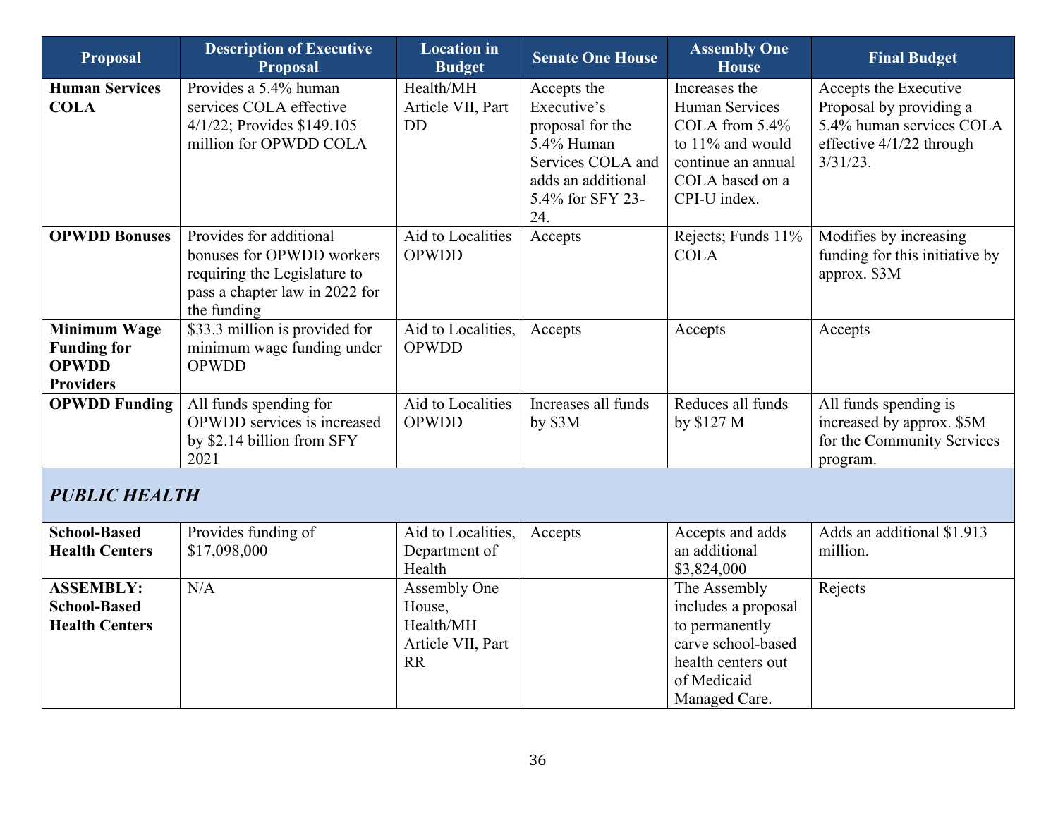| Proposal | Description of Executive Proposal | Location in Budget | Senate One House | Assembly One House | Final Budget |
|---|---|---|---|---|---|
| **Human Services COLA** | Provides a 5.4% human services COLA effective 4/1/22; Provides $149.105 million for OPWDD COLA | Health/MH Article VII, Part DD | Accepts the Executive's proposal for the 5.4% Human Services COLA and adds an additional 5.4% for SFY 23-24. | Increases the Human Services COLA from 5.4% to 11% and would continue an annual COLA based on a CPI-U index. | Accepts the Executive Proposal by providing a 5.4% human services COLA effective 4/1/22 through 3/31/23. |
| **OPWDD Bonuses** | Provides for additional bonuses for OPWDD workers requiring the Legislature to pass a chapter law in 2022 for the funding | Aid to Localities OPWDD | Accepts | Rejects; Funds 11% COLA | Modifies by increasing funding for this initiative by approx. $3M |
| **Minimum Wage Funding for OPWDD Providers** | $33.3 million is provided for minimum wage funding under OPWDD | Aid to Localities, OPWDD | Accepts | Accepts | Accepts |
| **OPWDD Funding** | All funds spending for OPWDD services is increased by $2.14 billion from SFY 2021 | Aid to Localities OPWDD | Increases all funds by $3M | Reduces all funds by $127 M | All funds spending is increased by approx. $5M for the Community Services program. |
| ***PUBLIC HEALTH*** | | | | | |
| **School-Based Health Centers** | Provides funding of $17,098,000 | Aid to Localities, Department of Health | Accepts | Accepts and adds an additional $3,824,000 | Adds an additional $1.913 million. |
| **ASSEMBLY: School-Based Health Centers** | N/A | Assembly One House, Health/MH Article VII, Part RR | | The Assembly includes a proposal to permanently carve school-based health centers out of Medicaid Managed Care. | Rejects |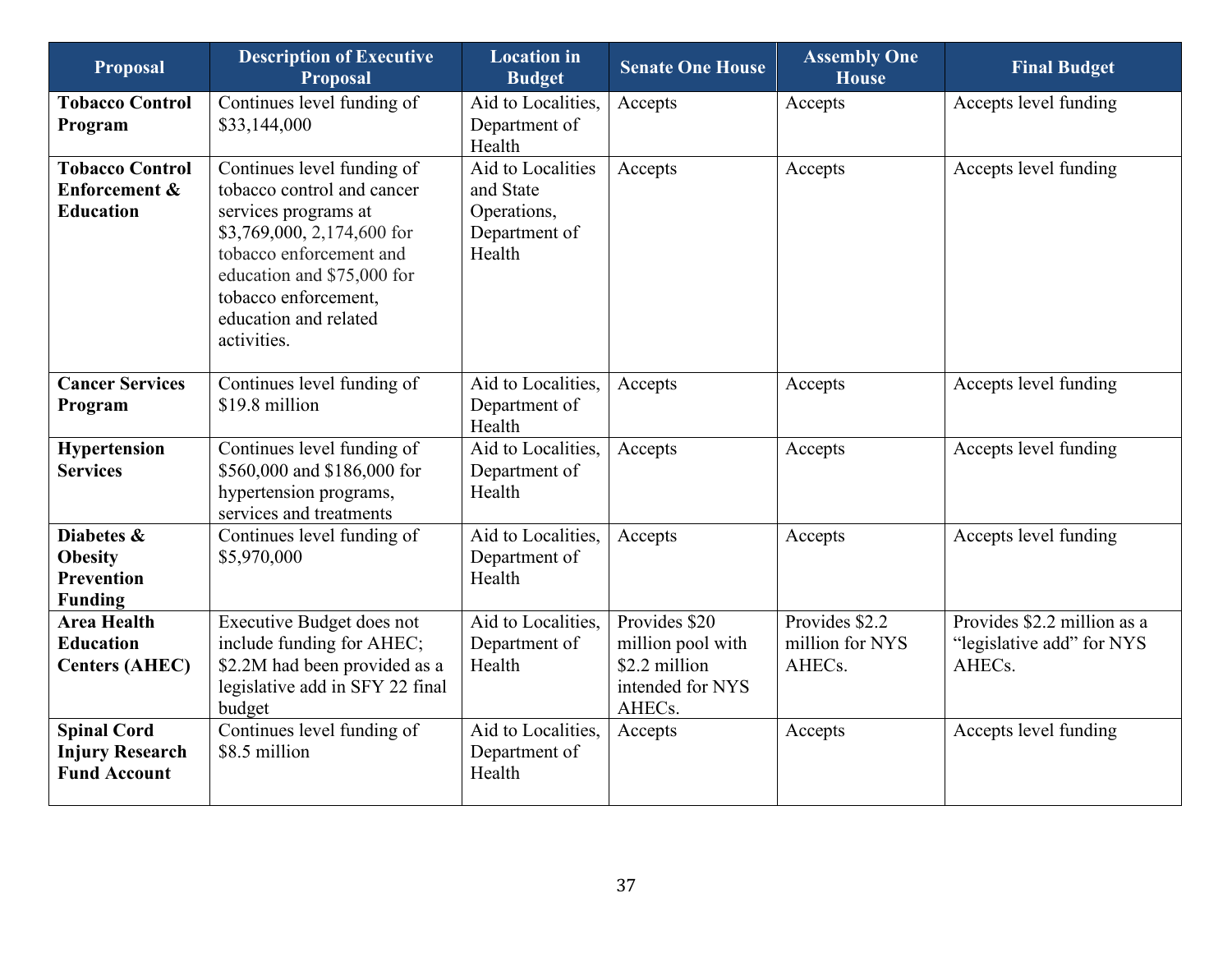| Proposal | Description of Executive Proposal | Location in Budget | Senate One House | Assembly One House | Final Budget |
|---|---|---|---|---|---|
| **Tobacco Control Program** | Continues level funding of $33,144,000 | Aid to Localities, Department of Health | Accepts | Accepts | Accepts level funding |
| **Tobacco Control Enforcement & Education** | Continues level funding of tobacco control and cancer services programs at $3,769,000, 2,174,600 for tobacco enforcement and education and $75,000 for tobacco enforcement, education and related activities. | Aid to Localities and State Operations, Department of Health | Accepts | Accepts | Accepts level funding |
| **Cancer Services Program** | Continues level funding of $19.8 million | Aid to Localities, Department of Health | Accepts | Accepts | Accepts level funding |
| **Hypertension Services** | Continues level funding of $560,000 and $186,000 for hypertension programs, services and treatments | Aid to Localities, Department of Health | Accepts | Accepts | Accepts level funding |
| **Diabetes & Obesity Prevention Funding** | Continues level funding of $5,970,000 | Aid to Localities, Department of Health | Accepts | Accepts | Accepts level funding |
| **Area Health Education Centers (AHEC)** | Executive Budget does not include funding for AHEC; $2.2M had been provided as a legislative add in SFY 22 final budget | Aid to Localities, Department of Health | Provides $20 million pool with $2.2 million intended for NYS AHECs. | Provides $2.2 million for NYS AHECs. | Provides $2.2 million as a "legislative add" for NYS AHECs. |
| **Spinal Cord Injury Research Fund Account** | Continues level funding of $8.5 million | Aid to Localities, Department of Health | Accepts | Accepts | Accepts level funding |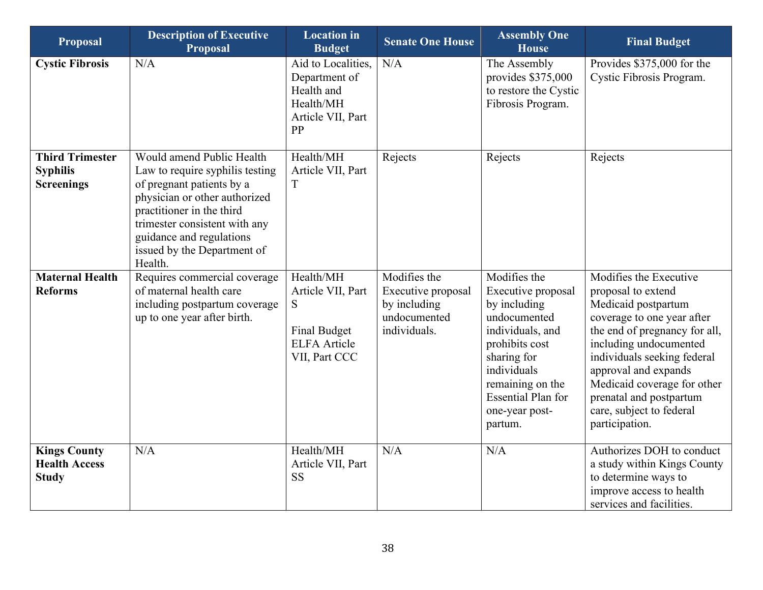| Proposal | Description of Executive Proposal | Location in Budget | Senate One House | Assembly One House | Final Budget |
|---|---|---|---|---|---|
| **Cystic Fibrosis** | N/A | Aid to Localities, Department of Health and Health/MH Article VII, Part PP | N/A | The Assembly provides $375,000 to restore the Cystic Fibrosis Program. | Provides $375,000 for the Cystic Fibrosis Program. |
| **Third Trimester Syphilis Screenings** | Would amend Public Health Law to require syphilis testing of pregnant patients by a physician or other authorized practitioner in the third trimester consistent with any guidance and regulations issued by the Department of Health. | Health/MH Article VII, Part T | Rejects | Rejects | Rejects |
| **Maternal Health Reforms** | Requires commercial coverage of maternal health care including postpartum coverage up to one year after birth. | Health/MH Article VII, Part S<br><br>Final Budget ELFA Article VII, Part CCC | Modifies the Executive proposal by including undocumented individuals. | Modifies the Executive proposal by including undocumented individuals, and prohibits cost sharing for individuals remaining on the Essential Plan for one-year post-partum. | Modifies the Executive proposal to extend Medicaid postpartum coverage to one year after the end of pregnancy for all, including undocumented individuals seeking federal approval and expands Medicaid coverage for other prenatal and postpartum care, subject to federal participation. |
| **Kings County Health Access Study** | N/A | Health/MH Article VII, Part SS | N/A | N/A | Authorizes DOH to conduct a study within Kings County to determine ways to improve access to health services and facilities. |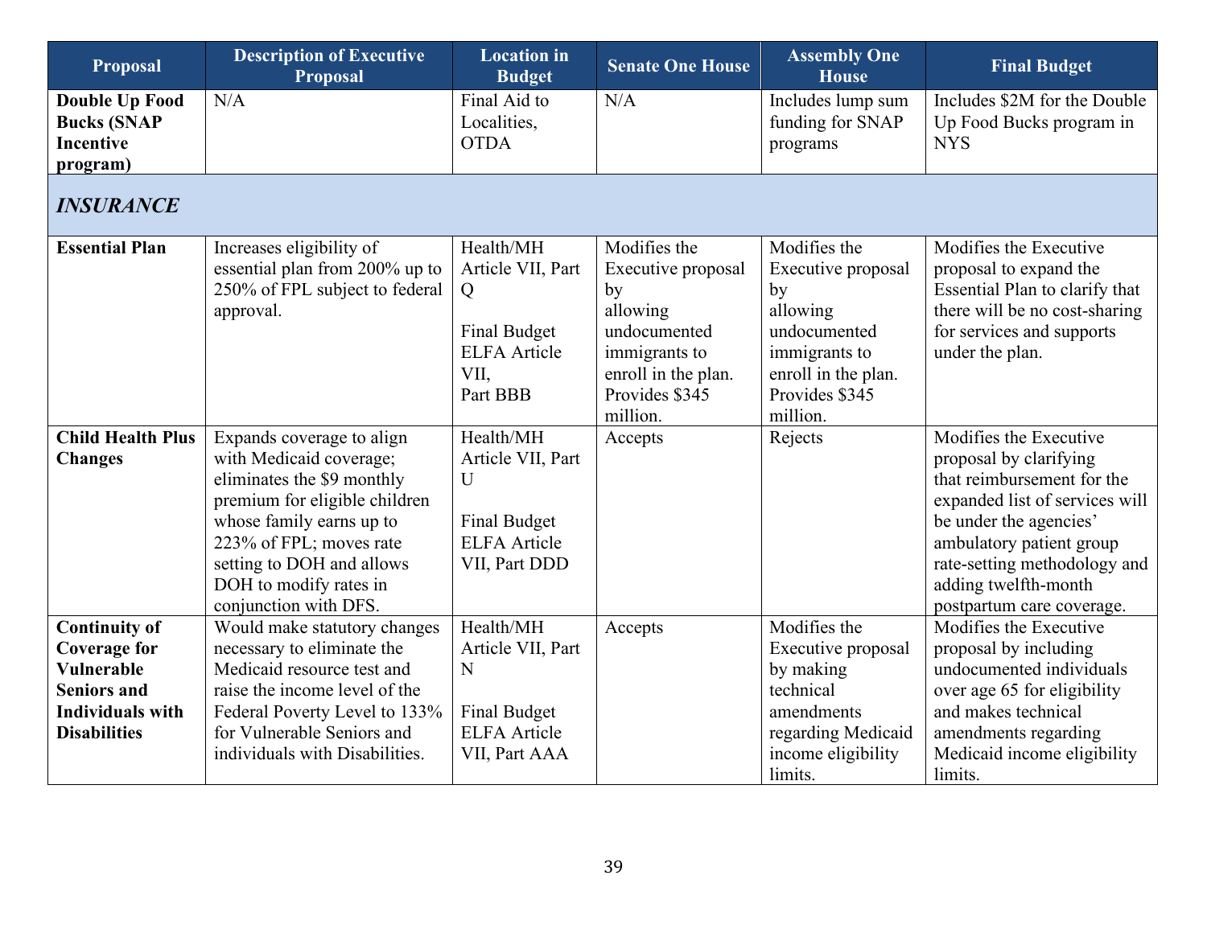| Proposal | Description of Executive Proposal | Location in Budget | Senate One House | Assembly One House | Final Budget |
|---|---|---|---|---|---|
| **Double Up Food Bucks (SNAP Incentive program)** | N/A | Final Aid to Localities, OTDA | N/A | Includes lump sum funding for SNAP programs | Includes $2M for the Double Up Food Bucks program in NYS |
| ***INSURANCE*** | | | | | |
| **Essential Plan** | Increases eligibility of essential plan from 200% up to 250% of FPL subject to federal approval. | Health/MH Article VII, Part Q<br><br>Final Budget ELFA Article VII, Part BBB | Modifies the Executive proposal by allowing undocumented immigrants to enroll in the plan. Provides $345 million. | Modifies the Executive proposal by allowing undocumented immigrants to enroll in the plan. Provides $345 million. | Modifies the Executive proposal to expand the Essential Plan to clarify that there will be no cost-sharing for services and supports under the plan. |
| **Child Health Plus Changes** | Expands coverage to align with Medicaid coverage; eliminates the $9 monthly premium for eligible children whose family earns up to 223% of FPL; moves rate setting to DOH and allows DOH to modify rates in conjunction with DFS. | Health/MH Article VII, Part U<br><br>Final Budget ELFA Article VII, Part DDD | Accepts | Rejects | Modifies the Executive proposal by clarifying that reimbursement for the expanded list of services will be under the agencies' ambulatory patient group rate-setting methodology and adding twelfth-month postpartum care coverage. |
| **Continuity of Coverage for Vulnerable Seniors and Individuals with Disabilities** | Would make statutory changes necessary to eliminate the Medicaid resource test and raise the income level of the Federal Poverty Level to 133% for Vulnerable Seniors and individuals with Disabilities. | Health/MH Article VII, Part N<br><br>Final Budget ELFA Article VII, Part AAA | Accepts | Modifies the Executive proposal by making technical amendments regarding Medicaid income eligibility limits. | Modifies the Executive proposal by including undocumented individuals over age 65 for eligibility and makes technical amendments regarding Medicaid income eligibility limits. |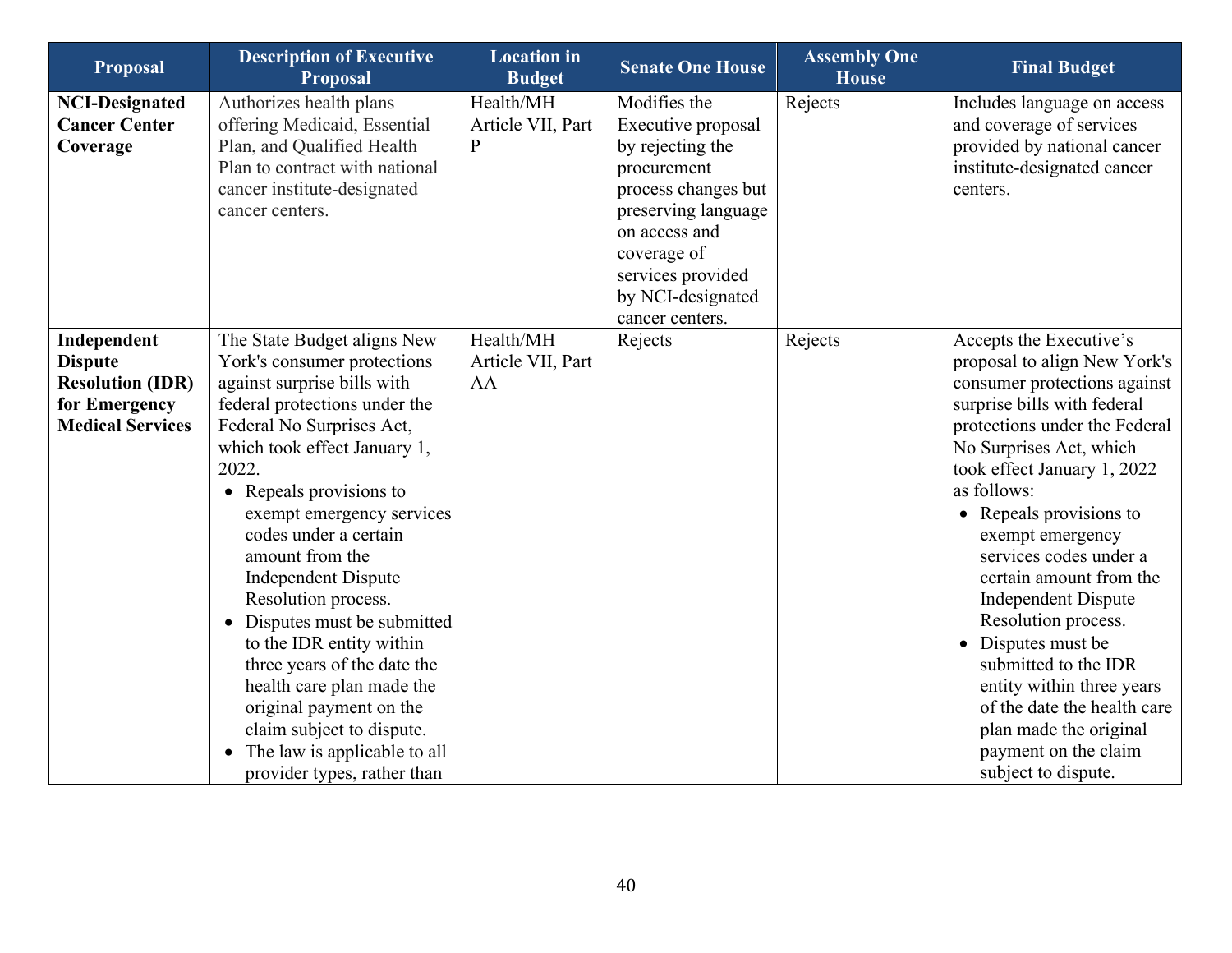| Proposal | Description of Executive Proposal | Location in Budget | Senate One House | Assembly One House | Final Budget |
|---|---|---|---|---|---|
| **NCI-Designated Cancer Center Coverage** | Authorizes health plans offering Medicaid, Essential Plan, and Qualified Health Plan to contract with national cancer institute-designated cancer centers. | Health/MH Article VII, Part P | Modifies the Executive proposal by rejecting the procurement process changes but preserving language on access and coverage of services provided by NCI-designated cancer centers. | Rejects | Includes language on access and coverage of services provided by national cancer institute-designated cancer centers. |
| **Independent Dispute Resolution (IDR) for Emergency Medical Services** | The State Budget aligns New York's consumer protections against surprise bills with federal protections under the Federal No Surprises Act, which took effect January 1, 2022.<br>• Repeals provisions to exempt emergency services codes under a certain amount from the Independent Dispute Resolution process.<br>• Disputes must be submitted to the IDR entity within three years of the date the health care plan made the original payment on the claim subject to dispute.<br>• The law is applicable to all provider types, rather than | Health/MH Article VII, Part AA | Rejects | Rejects | Accepts the Executive's proposal to align New York's consumer protections against surprise bills with federal protections under the Federal No Surprises Act, which took effect January 1, 2022 as follows:<br>• Repeals provisions to exempt emergency services codes under a certain amount from the Independent Dispute Resolution process.<br>• Disputes must be submitted to the IDR entity within three years of the date the health care plan made the original payment on the claim subject to dispute. |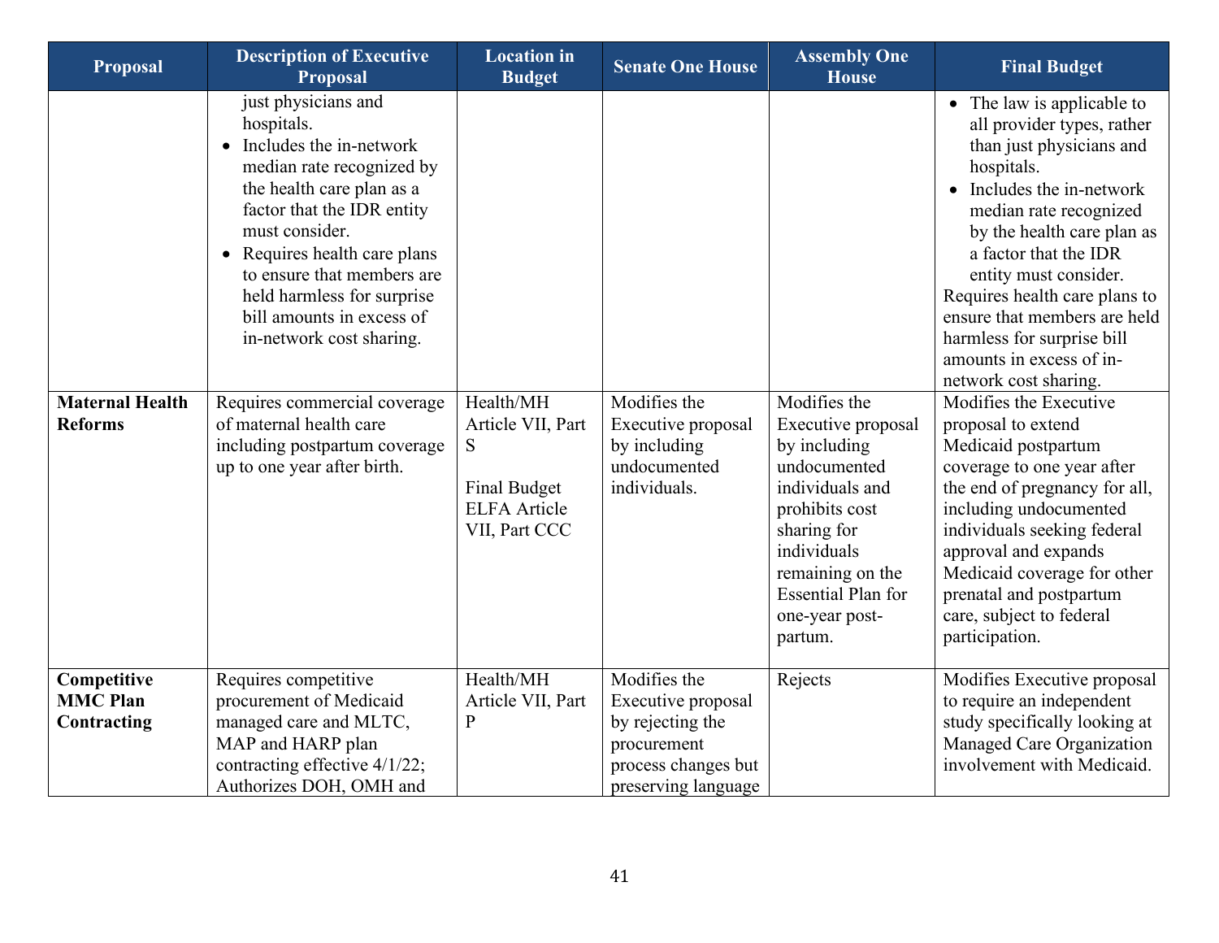| Proposal | Description of Executive Proposal | Location in Budget | Senate One House | Assembly One House | Final Budget |
|---|---|---|---|---|---|
| | just physicians and hospitals.<br>• Includes the in-network median rate recognized by the health care plan as a factor that the IDR entity must consider.<br>• Requires health care plans to ensure that members are held harmless for surprise bill amounts in excess of in-network cost sharing. | | | | • The law is applicable to all provider types, rather than just physicians and hospitals.<br>• Includes the in-network median rate recognized by the health care plan as a factor that the IDR entity must consider.<br>Requires health care plans to ensure that members are held harmless for surprise bill amounts in excess of in-network cost sharing. |
| **Maternal Health Reforms** | Requires commercial coverage of maternal health care including postpartum coverage up to one year after birth. | Health/MH Article VII, Part S<br><br>Final Budget ELFA Article VII, Part CCC | Modifies the Executive proposal by including undocumented individuals. | Modifies the Executive proposal by including undocumented individuals and prohibits cost sharing for individuals remaining on the Essential Plan for one-year post-partum. | Modifies the Executive proposal to extend Medicaid postpartum coverage to one year after the end of pregnancy for all, including undocumented individuals seeking federal approval and expands Medicaid coverage for other prenatal and postpartum care, subject to federal participation. |
| **Competitive MMC Plan Contracting** | Requires competitive procurement of Medicaid managed care and MLTC, MAP and HARP plan contracting effective 4/1/22; Authorizes DOH, OMH and | Health/MH Article VII, Part P | Modifies the Executive proposal by rejecting the procurement process changes but preserving language | Rejects | Modifies Executive proposal to require an independent study specifically looking at Managed Care Organization involvement with Medicaid. |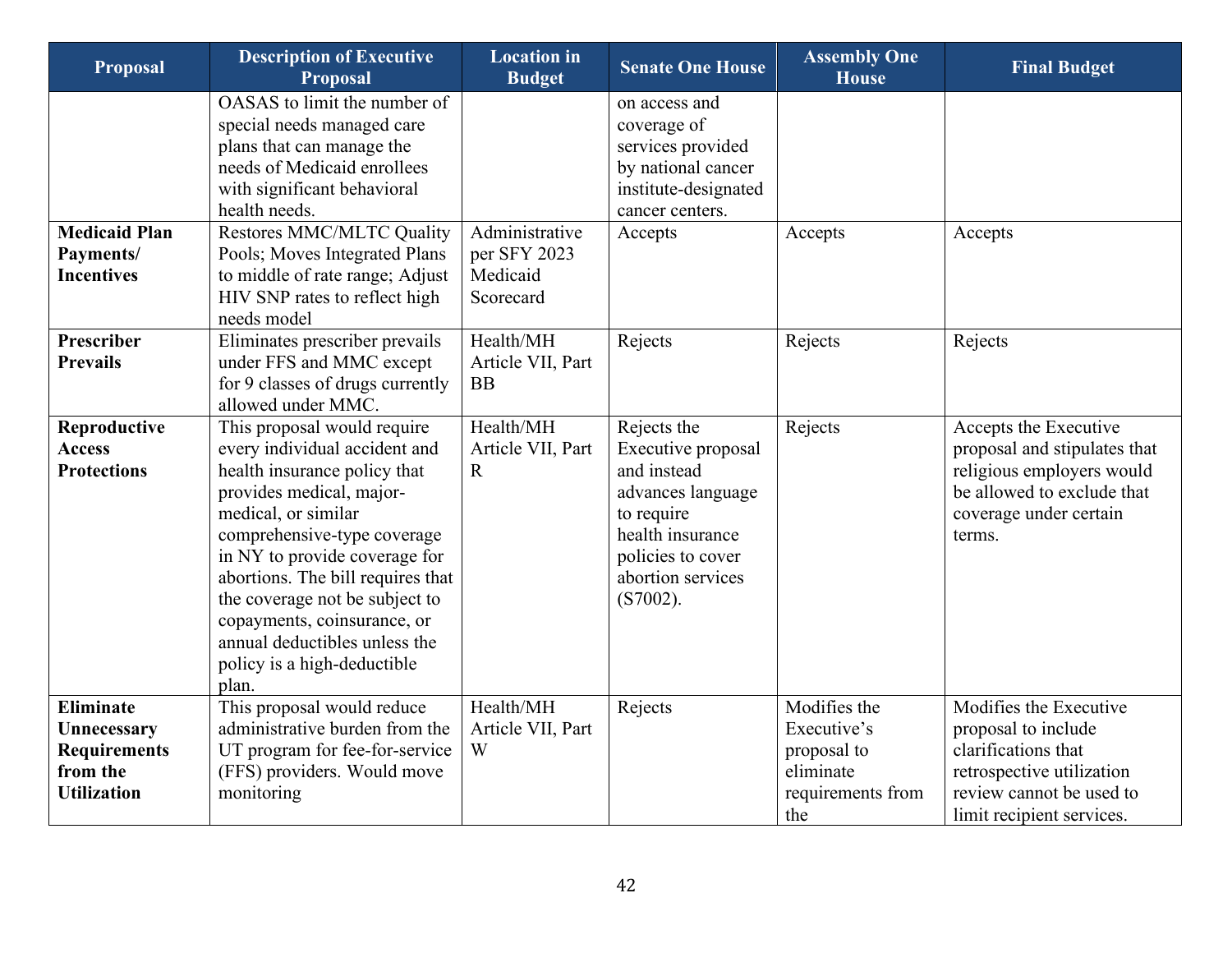| Proposal | Description of Executive Proposal | Location in Budget | Senate One House | Assembly One House | Final Budget |
|---|---|---|---|---|---|
| | OASAS to limit the number of special needs managed care plans that can manage the needs of Medicaid enrollees with significant behavioral health needs. | | on access and coverage of services provided by national cancer institute-designated cancer centers. | | |
| **Medicaid Plan Payments/ Incentives** | Restores MMC/MLTC Quality Pools; Moves Integrated Plans to middle of rate range; Adjust HIV SNP rates to reflect high needs model | Administrative per SFY 2023 Medicaid Scorecard | Accepts | Accepts | Accepts |
| **Prescriber Prevails** | Eliminates prescriber prevails under FFS and MMC except for 9 classes of drugs currently allowed under MMC. | Health/MH Article VII, Part BB | Rejects | Rejects | Rejects |
| **Reproductive Access Protections** | This proposal would require every individual accident and health insurance policy that provides medical, major-medical, or similar comprehensive-type coverage in NY to provide coverage for abortions. The bill requires that the coverage not be subject to copayments, coinsurance, or annual deductibles unless the policy is a high-deductible plan. | Health/MH Article VII, Part R | Rejects the Executive proposal and instead advances language to require health insurance policies to cover abortion services (S7002). | Rejects | Accepts the Executive proposal and stipulates that religious employers would be allowed to exclude that coverage under certain terms. |
| **Eliminate Unnecessary Requirements from the Utilization** | This proposal would reduce administrative burden from the UT program for fee-for-service (FFS) providers. Would move monitoring | Health/MH Article VII, Part W | Rejects | Modifies the Executive's proposal to eliminate requirements from the | Modifies the Executive proposal to include clarifications that retrospective utilization review cannot be used to limit recipient services. |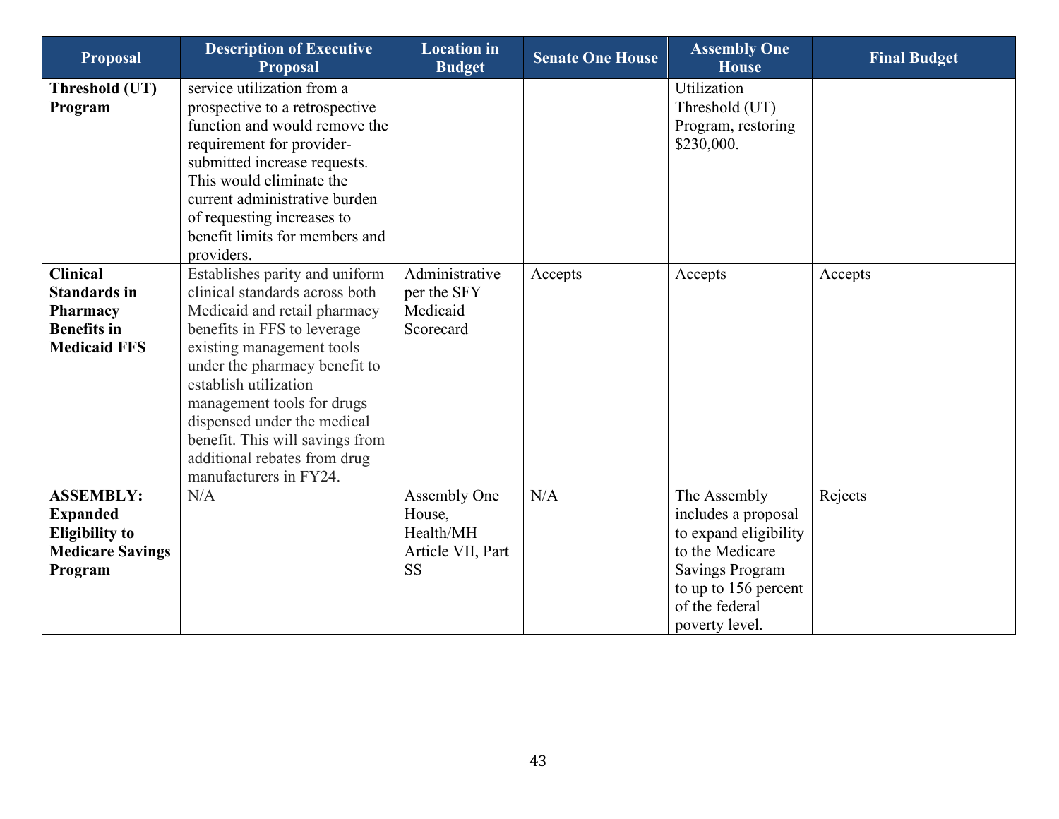| Proposal | Description of Executive Proposal | Location in Budget | Senate One House | Assembly One House | Final Budget |
|---|---|---|---|---|---|
| **Threshold (UT) Program** | service utilization from a prospective to a retrospective function and would remove the requirement for provider-submitted increase requests. This would eliminate the current administrative burden of requesting increases to benefit limits for members and providers. | | | Utilization Threshold (UT) Program, restoring $230,000. | |
| **Clinical Standards in Pharmacy Benefits in Medicaid FFS** | Establishes parity and uniform clinical standards across both Medicaid and retail pharmacy benefits in FFS to leverage existing management tools under the pharmacy benefit to establish utilization management tools for drugs dispensed under the medical benefit. This will savings from additional rebates from drug manufacturers in FY24. | Administrative per the SFY Medicaid Scorecard | Accepts | Accepts | Accepts |
| **ASSEMBLY: Expanded Eligibility to Medicare Savings Program** | N/A | Assembly One House, Health/MH Article VII, Part SS | N/A | The Assembly includes a proposal to expand eligibility to the Medicare Savings Program to up to 156 percent of the federal poverty level. | Rejects |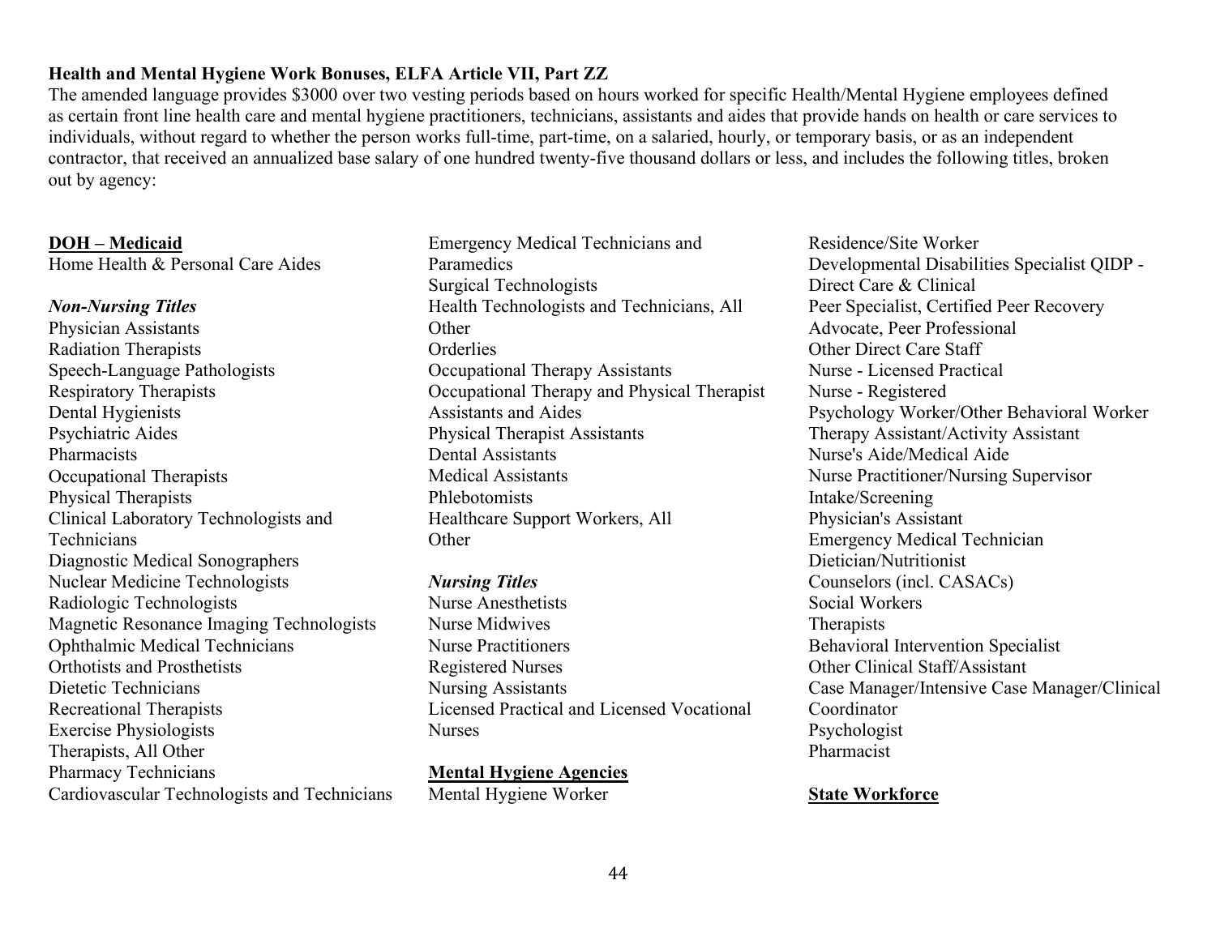**Health and Mental Hygiene Work Bonuses, ELFA Article VII, Part ZZ**

The amended language provides $3000 over two vesting periods based on hours worked for specific Health/Mental Hygiene employees defined as certain front line health care and mental hygiene practitioners, technicians, assistants and aides that provide hands on health or care services to individuals, without regard to whether the person works full-time, part-time, on a salaried, hourly, or temporary basis, or as an independent contractor, that received an annualized base salary of one hundred twenty-five thousand dollars or less, and includes the following titles, broken out by agency:

**DOH – Medicaid**

Home Health & Personal Care Aides

***Non-Nursing Titles***

Physician Assistants
Radiation Therapists
Speech-Language Pathologists
Respiratory Therapists
Dental Hygienists
Psychiatric Aides
Pharmacists
Occupational Therapists
Physical Therapists
Clinical Laboratory Technologists and Technicians
Diagnostic Medical Sonographers
Nuclear Medicine Technologists
Radiologic Technologists
Magnetic Resonance Imaging Technologists
Ophthalmic Medical Technicians
Orthotists and Prosthetists
Dietetic Technicians
Recreational Therapists
Exercise Physiologists
Therapists, All Other
Pharmacy Technicians
Cardiovascular Technologists and Technicians
Emergency Medical Technicians and Paramedics
Surgical Technologists
Health Technologists and Technicians, All Other
Orderlies
Occupational Therapy Assistants
Occupational Therapy and Physical Therapist Assistants and Aides
Physical Therapist Assistants
Dental Assistants
Medical Assistants
Phlebotomists
Healthcare Support Workers, All Other

***Nursing Titles***

Nurse Anesthetists
Nurse Midwives
Nurse Practitioners
Registered Nurses
Nursing Assistants
Licensed Practical and Licensed Vocational Nurses

**Mental Hygiene Agencies**

Mental Hygiene Worker
Residence/Site Worker
Developmental Disabilities Specialist QIDP - Direct Care & Clinical
Peer Specialist, Certified Peer Recovery Advocate, Peer Professional
Other Direct Care Staff
Nurse - Licensed Practical
Nurse - Registered
Psychology Worker/Other Behavioral Worker
Therapy Assistant/Activity Assistant
Nurse's Aide/Medical Aide
Nurse Practitioner/Nursing Supervisor
Intake/Screening
Physician's Assistant
Emergency Medical Technician
Dietician/Nutritionist
Counselors (incl. CASACs)
Social Workers
Therapists
Behavioral Intervention Specialist
Other Clinical Staff/Assistant
Case Manager/Intensive Case Manager/Clinical Coordinator
Psychologist
Pharmacist

**State Workforce**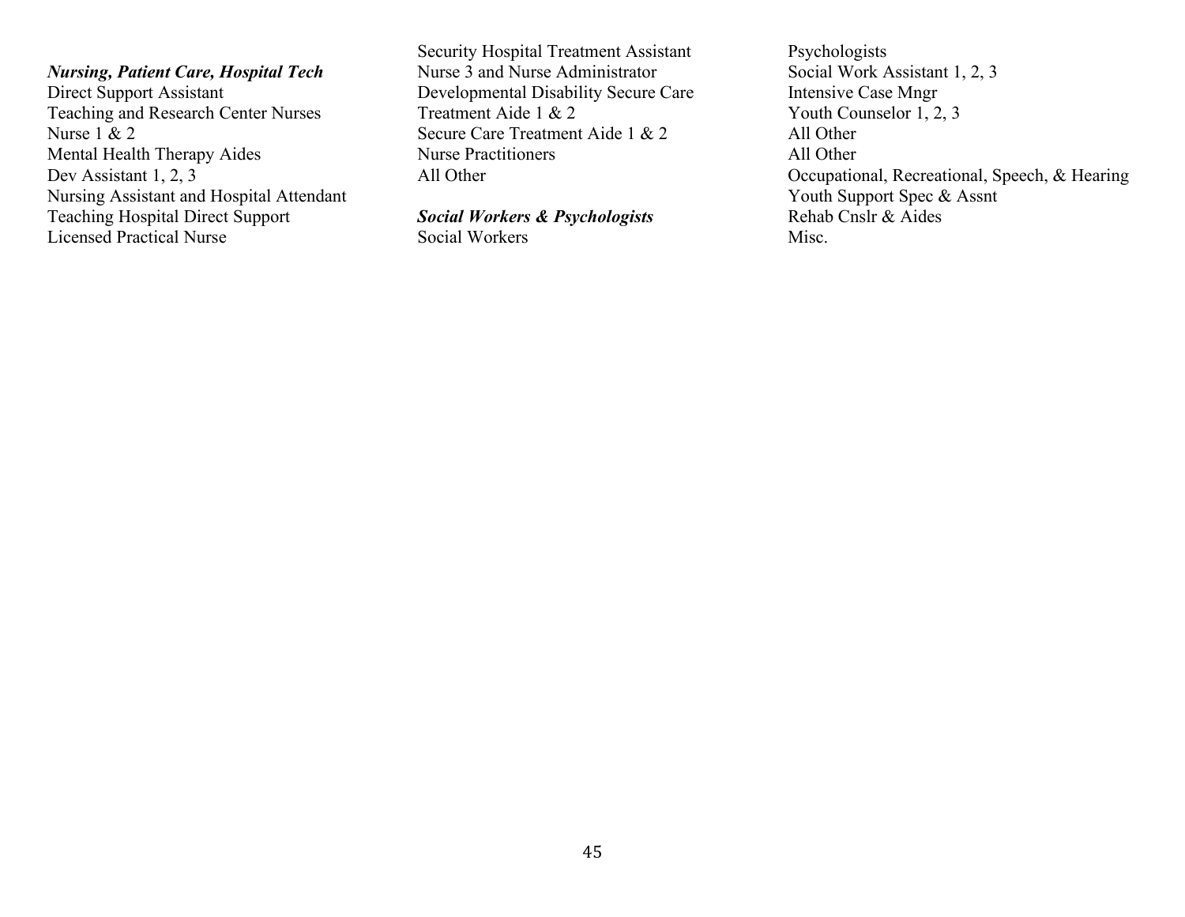***Nursing, Patient Care, Hospital Tech***

Direct Support Assistant
Teaching and Research Center Nurses
Nurse 1 & 2
Mental Health Therapy Aides
Dev Assistant 1, 2, 3
Nursing Assistant and Hospital Attendant
Teaching Hospital Direct Support
Licensed Practical Nurse
Security Hospital Treatment Assistant
Nurse 3 and Nurse Administrator
Developmental Disability Secure Care
Treatment Aide 1 & 2
Secure Care Treatment Aide 1 & 2
Nurse Practitioners
All Other

***Social Workers & Psychologists***

Social Workers
Psychologists
Social Work Assistant 1, 2, 3
Intensive Case Mngr
Youth Counselor 1, 2, 3
All Other
All Other
Occupational, Recreational, Speech, & Hearing
Youth Support Spec & Assnt
Rehab Cnslr & Aides
Misc.